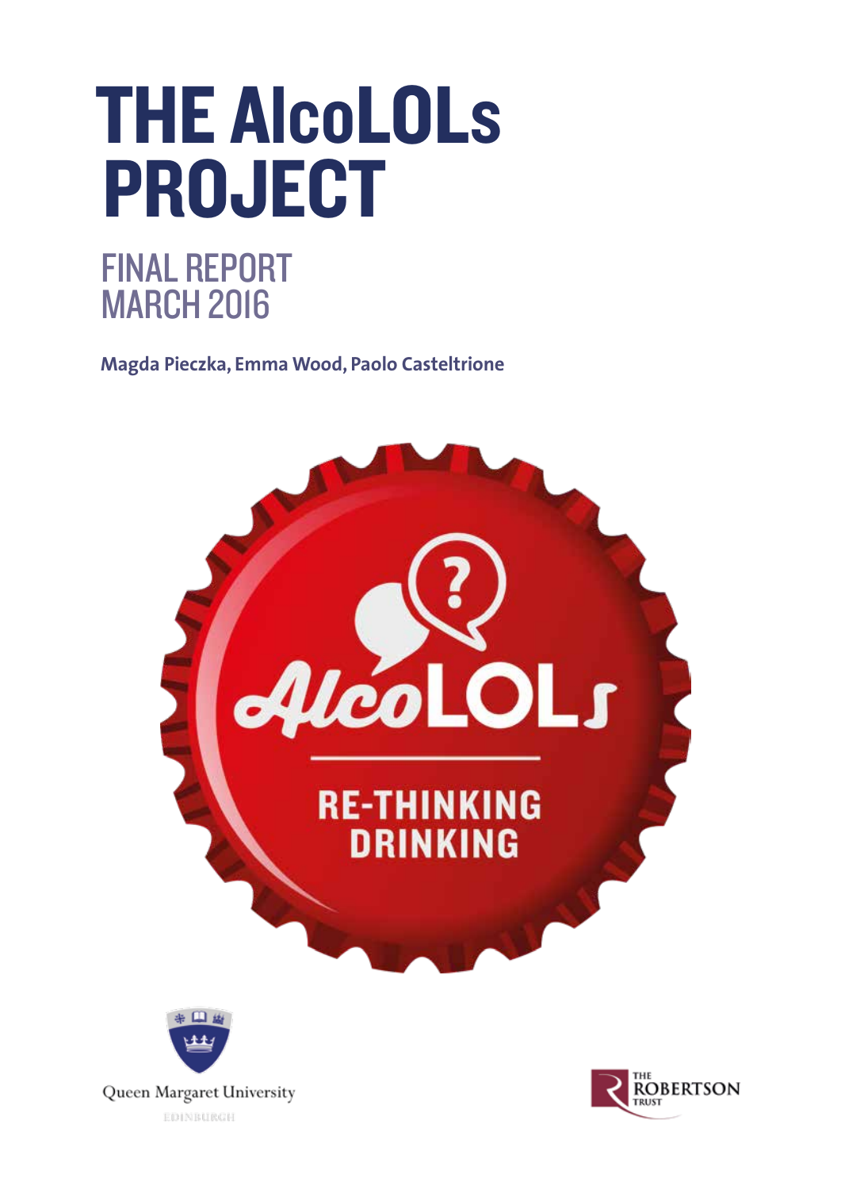# THE AlcoLOLs PROJECT

## FINAL REPORT
## MARCH 2016

**Magda Pieczka, Emma Wood, Paolo Casteltrione**

AlcoLOLs

RE-THINKING DRINKING

Queen Margaret University
EDINBURGH

THE ROBERTSON TRUST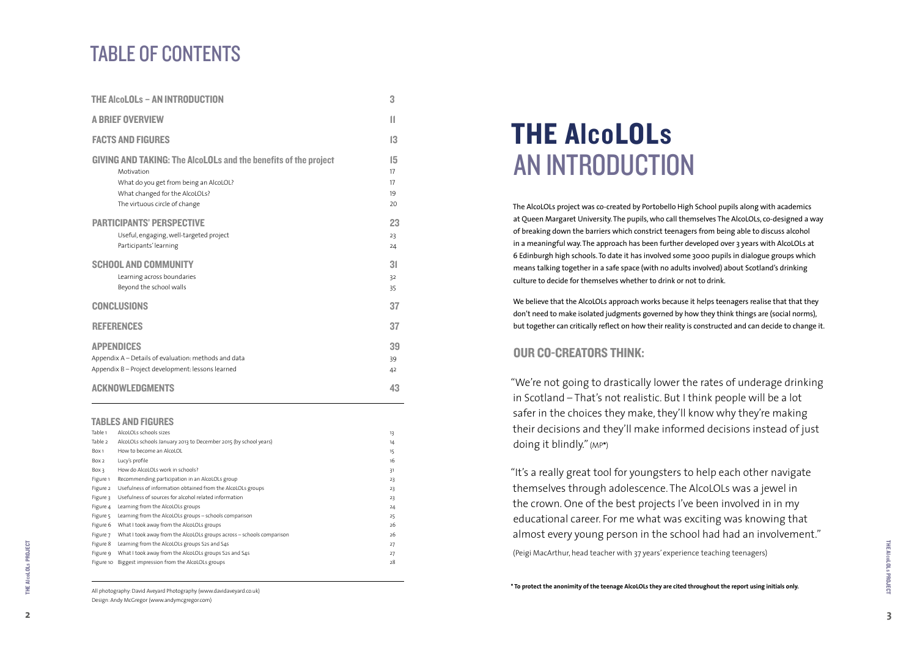# TABLE OF CONTENTS

| | |
|---|---|
| **THE AlcoLOLs – AN INTRODUCTION** | **3** |
| **A BRIEF OVERVIEW** | **11** |
| **FACTS AND FIGURES** | **13** |
| **GIVING AND TAKING: The AlcoLOLs and the benefits of the project** | **15** |
| Motivation | 17 |
| What do you get from being an AlcoLOL? | 17 |
| What changed for the AlcoLOLs? | 19 |
| The virtuous circle of change | 20 |
| **PARTICIPANTS' PERSPECTIVE** | **23** |
| Useful, engaging, well-targeted project | 23 |
| Participants' learning | 24 |
| **SCHOOL AND COMMUNITY** | **31** |
| Learning across boundaries | 32 |
| Beyond the school walls | 35 |
| **CONCLUSIONS** | **37** |
| **REFERENCES** | **37** |
| **APPENDICES** | **39** |
| Appendix A – Details of evaluation: methods and data | 39 |
| Appendix B – Project development: lessons learned | 42 |
| **ACKNOWLEDGMENTS** | **43** |

### TABLES AND FIGURES

| | | |
|---|---|---|
| Table 1 | AlcoLOLs schools sizes | 13 |
| Table 2 | AlcoLOLs schools January 2013 to December 2015 (by school years) | 14 |
| Box 1 | How to become an AlcoLOL | 15 |
| Box 2 | Lucy's profile | 16 |
| Box 3 | How do AlcoLOLs work in schools? | 31 |
| Figure 1 | Recommending participation in an AlcoLOLs group | 23 |
| Figure 2 | Usefulness of information obtained from the AlcoLOLs groups | 23 |
| Figure 3 | Usefulness of sources for alcohol related information | 23 |
| Figure 4 | Learning from the AlcoLOLs groups | 24 |
| Figure 5 | Learning from the AlcoLOLs groups – schools comparison | 25 |
| Figure 6 | What I took away from the AlcoLOLs groups | 26 |
| Figure 7 | What I took away from the AlcoLOLs groups across – schools comparison | 26 |
| Figure 8 | Learning from the AlcoLOLs groups S2s and S4s | 27 |
| Figure 9 | What I took away from the AlcoLOLs groups S2s and S4s | 27 |
| Figure 10 | Biggest impression from the AlcoLOLs groups | 28 |

All photography: David Aveyard Photography (www.davidaveyard.co.uk)
Design: Andy McGregor (www.andymcgregor.com)

# THE AlcoLOLs AN INTRODUCTION

The AlcoLOLs project was co-created by Portobello High School pupils along with academics at Queen Margaret University. The pupils, who call themselves The AlcoLOLs, co-designed a way of breaking down the barriers which constrict teenagers from being able to discuss alcohol in a meaningful way. The approach has been further developed over 3 years with AlcoLOLs at 6 Edinburgh high schools. To date it has involved some 3000 pupils in dialogue groups which means talking together in a safe space (with no adults involved) about Scotland's drinking culture to decide for themselves whether to drink or not to drink.

We believe that the AlcoLOLs approach works because it helps teenagers realise that that they don't need to make isolated judgments governed by how they think things are (social norms), but together can critically reflect on how their reality is constructed and can decide to change it.

## OUR CO-CREATORS THINK:

"We're not going to drastically lower the rates of underage drinking in Scotland – That's not realistic. But I think people will be a lot safer in the choices they make, they'll know why they're making their decisions and they'll make informed decisions instead of just doing it blindly." (MP*)

"It's a really great tool for youngsters to help each other navigate themselves through adolescence. The AlcoLOLs was a jewel in the crown. One of the best projects I've been involved in in my educational career. For me what was exciting was knowing that almost every young person in the school had had an involvement."

(Peigi MacArthur, head teacher with 37 years' experience teaching teenagers)

**\* To protect the anonimity of the teenage AlcoLOLs they are cited throughout the report using initials only.**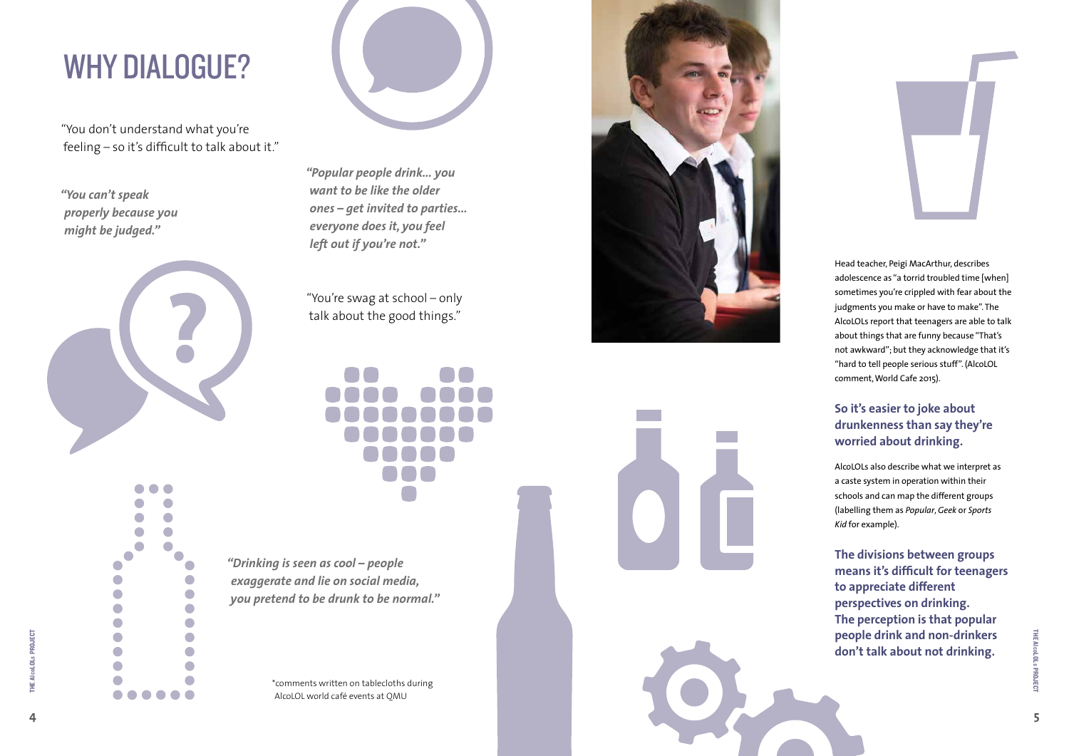# WHY DIALOGUE?

"You don't understand what you're feeling – so it's difficult to talk about it."

***"You can't speak properly because you might be judged."***

***"Popular people drink... you want to be like the older ones – get invited to parties... everyone does it, you feel left out if you're not."***

"You're swag at school – only talk about the good things."

***"Drinking is seen as cool – people exaggerate and lie on social media, you pretend to be drunk to be normal."***

*comments written on tablecloths during AlcoLOL world café events at QMU

Head teacher, Peigi MacArthur, describes adolescence as "a torrid troubled time [when] sometimes you're crippled with fear about the judgments you make or have to make". The AlcoLOLs report that teenagers are able to talk about things that are funny because "That's not awkward"; but they acknowledge that it's "hard to tell people serious stuff". (AlcoLOL comment, World Cafe 2015).

**So it's easier to joke about drunkenness than say they're worried about drinking.**

AlcoLOLs also describe what we interpret as a caste system in operation within their schools and can map the different groups (labelling them as *Popular*, *Geek* or *Sports Kid* for example).

**The divisions between groups means it's difficult for teenagers to appreciate different perspectives on drinking. The perception is that popular people drink and non-drinkers don't talk about not drinking.**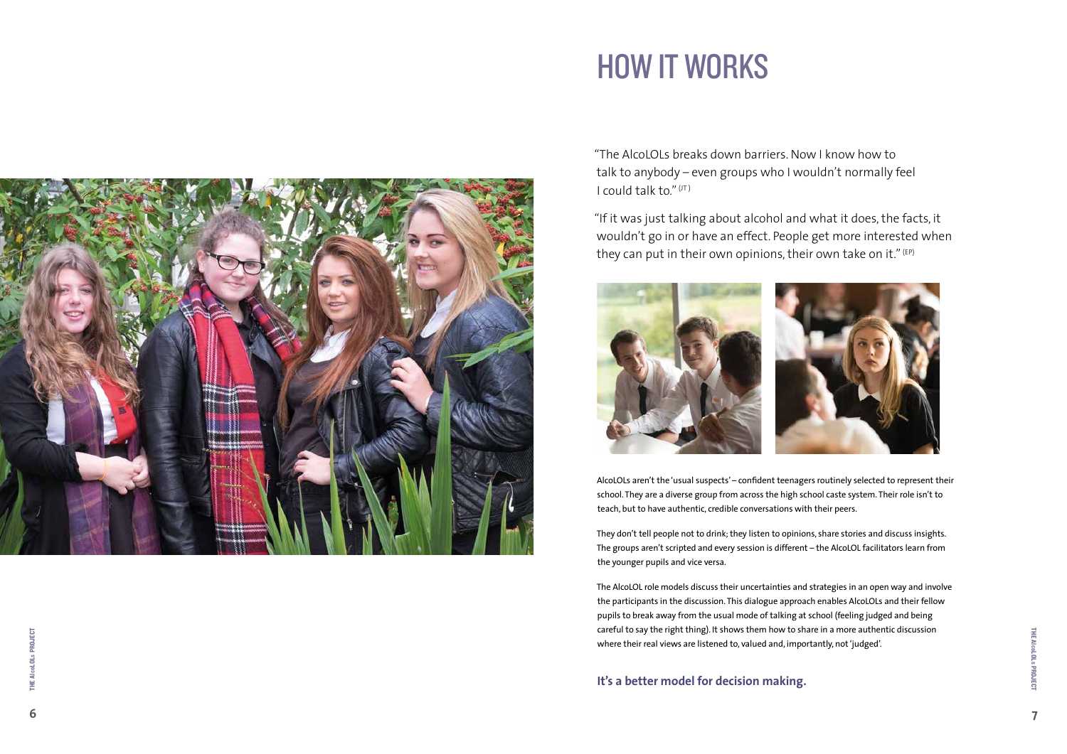# HOW IT WORKS

"The AlcoLOLs breaks down barriers. Now I know how to talk to anybody – even groups who I wouldn't normally feel I could talk to." (JT)

"If it was just talking about alcohol and what it does, the facts, it wouldn't go in or have an effect. People get more interested when they can put in their own opinions, their own take on it." (EP)

AlcoLOLs aren't the 'usual suspects' – confident teenagers routinely selected to represent their school. They are a diverse group from across the high school caste system. Their role isn't to teach, but to have authentic, credible conversations with their peers.

They don't tell people not to drink; they listen to opinions, share stories and discuss insights. The groups aren't scripted and every session is different – the AlcoLOL facilitators learn from the younger pupils and vice versa.

The AlcoLOL role models discuss their uncertainties and strategies in an open way and involve the participants in the discussion. This dialogue approach enables AlcoLOLs and their fellow pupils to break away from the usual mode of talking at school (feeling judged and being careful to say the right thing). It shows them how to share in a more authentic discussion where their real views are listened to, valued and, importantly, not 'judged'.

**It's a better model for decision making.**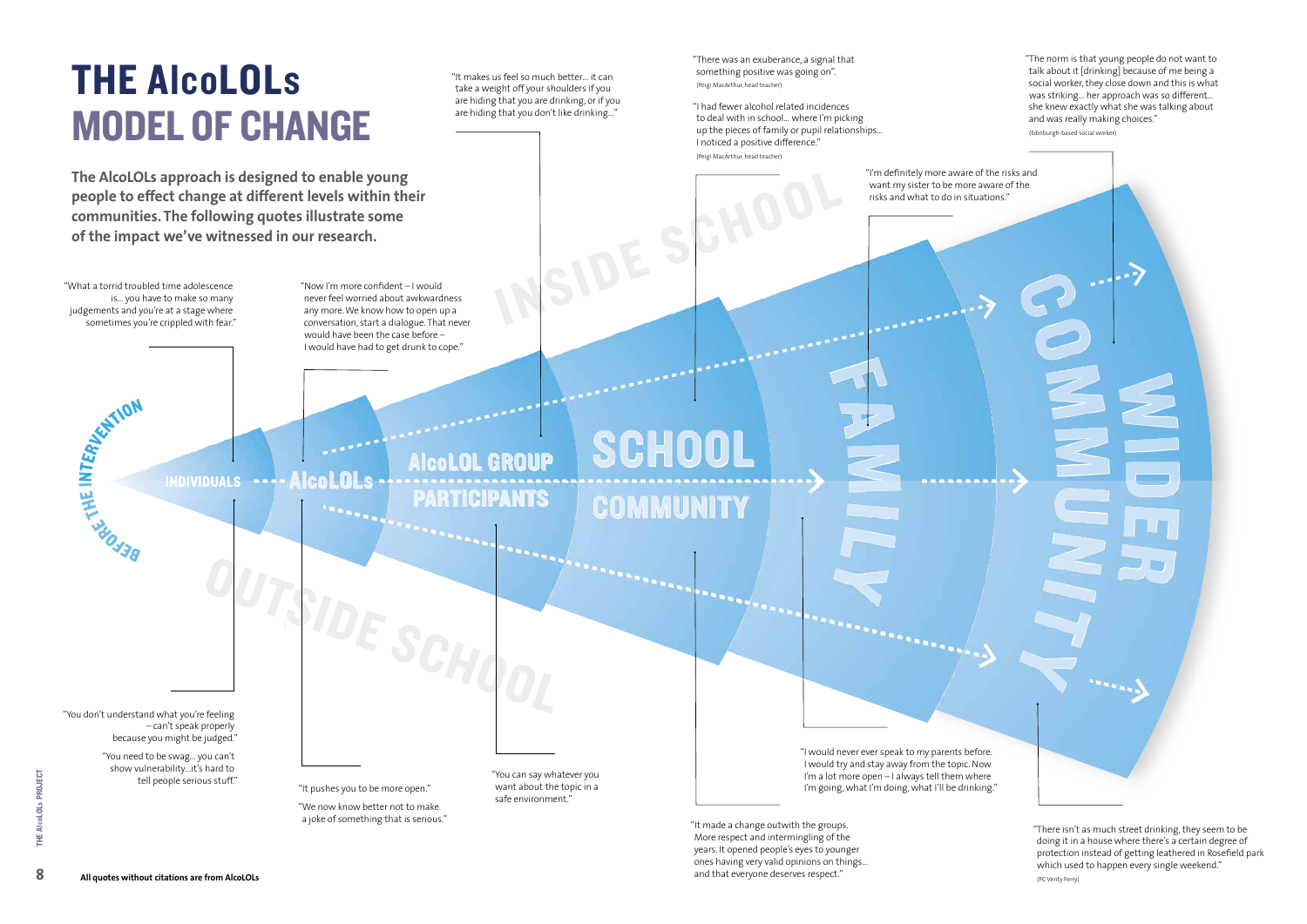# THE AlcoLOLs MODEL OF CHANGE

**The AlcoLOLs approach is designed to enable young people to effect change at different levels within their communities. The following quotes illustrate some of the impact we've witnessed in our research.**

BEFORE THE INTERVENTION

INDIVIDUALS

"What a torrid troubled time adolescence is… you have to make so many judgements and you're at a stage where sometimes you're crippled with fear."

"You don't understand what you're feeling – can't speak properly because you might be judged."

"You need to be swag… you can't show vulnerability…it's hard to tell people serious stuff."

AlcoLOLs

"Now I'm more confident – I would never feel worried about awkwardness any more. We know how to open up a conversation, start a dialogue. That never would have been the case before – I would have had to get drunk to cope."

"It pushes you to be more open."

"We now know better not to make a joke of something that is serious."

AlcoLOL GROUP PARTICIPANTS

"It makes us feel so much better… it can take a weight off your shoulders if you are hiding that you are drinking, or if you are hiding that you don't like drinking…"

"You can say whatever you want about the topic in a safe environment."

INSIDE SCHOOL

OUTSIDE SCHOOL

SCHOOL COMMUNITY

"There was an exuberance, a signal that something positive was going on".
(Peigi MacArthur, head teacher)

"I had fewer alcohol related incidences to deal with in school… where I'm picking up the pieces of family or pupil relationships… I noticed a positive difference."
(Peigi MacArthur, head teacher)

"It made a change outwith the groups. More respect and intermingling of the years. It opened people's eyes to younger ones having very valid opinions on things… and that everyone deserves respect."

FAMILY

"I'm definitely more aware of the risks and want my sister to be more aware of the risks and what to do in situations."

"I would never ever speak to my parents before. I would try and stay away from the topic. Now I'm a lot more open – I always tell them where I'm going, what I'm doing, what I'll be drinking."

WIDER COMMUNITY

"The norm is that young people do not want to talk about it [drinking] because of me being a social worker, they close down and this is what was striking… her approach was so different… she knew exactly what she was talking about and was really making choices."
(Edinburgh-based social worker)

"There isn't as much street drinking, they seem to be doing it in a house where there's a certain degree of protection instead of getting leathered in Rosefield park which used to happen every single weekend."
(PC Verity Ferry)

**All quotes without citations are from AlcoLOLs**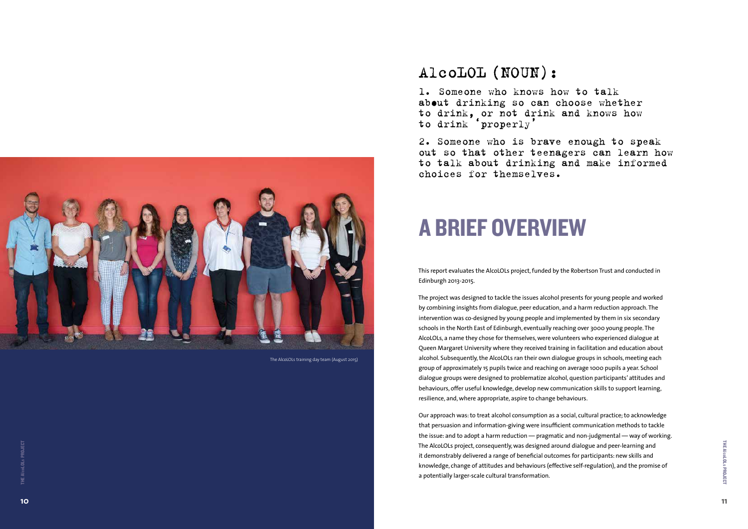The AlcoLOLs training day team (August 2015)

## AlcoLOL (NOUN):

1. Someone who knows how to talk about drinking so can choose whether to drink, or not drink and knows how to drink 'properly'

2. Someone who is brave enough to speak out so that other teenagers can learn how to talk about drinking and make informed choices for themselves.

# A BRIEF OVERVIEW

This report evaluates the AlcoLOLs project, funded by the Robertson Trust and conducted in Edinburgh 2013-2015.

The project was designed to tackle the issues alcohol presents for young people and worked by combining insights from dialogue, peer education, and a harm reduction approach. The intervention was co-designed by young people and implemented by them in six secondary schools in the North East of Edinburgh, eventually reaching over 3000 young people. The AlcoLOLs, a name they chose for themselves, were volunteers who experienced dialogue at Queen Margaret University where they received training in facilitation and education about alcohol. Subsequently, the AlcoLOLs ran their own dialogue groups in schools, meeting each group of approximately 15 pupils twice and reaching on average 1000 pupils a year. School dialogue groups were designed to problematize alcohol, question participants' attitudes and behaviours, offer useful knowledge, develop new communication skills to support learning, resilience, and, where appropriate, aspire to change behaviours.

Our approach was: to treat alcohol consumption as a social, cultural practice; to acknowledge that persuasion and information-giving were insufficient communication methods to tackle the issue: and to adopt a harm reduction — pragmatic and non-judgmental — way of working. The AlcoLOLs project, consequently, was designed around dialogue and peer-learning and it demonstrably delivered a range of beneficial outcomes for participants: new skills and knowledge, change of attitudes and behaviours (effective self-regulation), and the promise of a potentially larger-scale cultural transformation.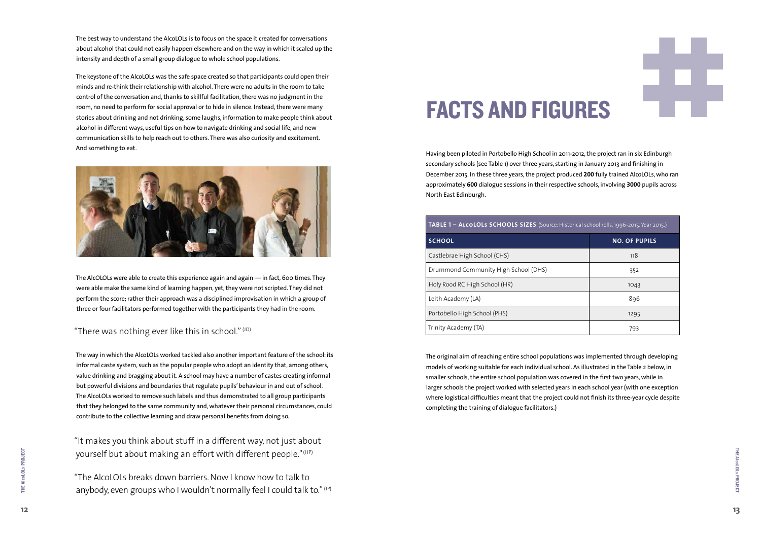The best way to understand the AlcoLOLs is to focus on the space it created for conversations about alcohol that could not easily happen elsewhere and on the way in which it scaled up the intensity and depth of a small group dialogue to whole school populations.

The keystone of the AlcoLOLs was the safe space created so that participants could open their minds and re-think their relationship with alcohol. There were no adults in the room to take control of the conversation and, thanks to skillful facilitation, there was no judgment in the room, no need to perform for social approval or to hide in silence. Instead, there were many stories about drinking and not drinking, some laughs, information to make people think about alcohol in different ways, useful tips on how to navigate drinking and social life, and new communication skills to help reach out to others. There was also curiosity and excitement. And something to eat.

The AlcOLOLs were able to create this experience again and again — in fact, 600 times. They were able make the same kind of learning happen, yet, they were not scripted. They did not perform the score; rather their approach was a disciplined improvisation in which a group of three or four facilitators performed together with the participants they had in the room.

"There was nothing ever like this in school." (JD)

The way in which the AlcoLOLs worked tackled also another important feature of the school: its informal caste system, such as the popular people who adopt an identity that, among others, value drinking and bragging about it. A school may have a number of castes creating informal but powerful divisions and boundaries that regulate pupils' behaviour in and out of school. The AlcoLOLs worked to remove such labels and thus demonstrated to all group participants that they belonged to the same community and, whatever their personal circumstances, could contribute to the collective learning and draw personal benefits from doing so.

"It makes you think about stuff in a different way, not just about yourself but about making an effort with different people." (HP)

"The AlcoLOLs breaks down barriers. Now I know how to talk to anybody, even groups who I wouldn't normally feel I could talk to." (JP)

# FACTS AND FIGURES

Having been piloted in Portobello High School in 2011-2012, the project ran in six Edinburgh secondary schools (see Table 1) over three years, starting in January 2013 and finishing in December 2015. In these three years, the project produced **200** fully trained AlcoLOLs, who ran approximately **600** dialogue sessions in their respective schools, involving **3000** pupils across North East Edinburgh.

**TABLE 1 – AlcoLOLs SCHOOLS SIZES** (Source: Historical school rolls, 1996-2015. Year 2015.)

| SCHOOL | NO. OF PUPILS |
|---|---|
| Castlebrae High School (CHS) | 118 |
| Drummond Community High School (DHS) | 352 |
| Holy Rood RC High School (HR) | 1043 |
| Leith Academy (LA) | 896 |
| Portobello High School (PHS) | 1295 |
| Trinity Academy (TA) | 793 |

The original aim of reaching entire school populations was implemented through developing models of working suitable for each individual school. As illustrated in the Table 2 below, in smaller schools, the entire school population was covered in the first two years, while in larger schools the project worked with selected years in each school year (with one exception where logistical difficulties meant that the project could not finish its three-year cycle despite completing the training of dialogue facilitators.)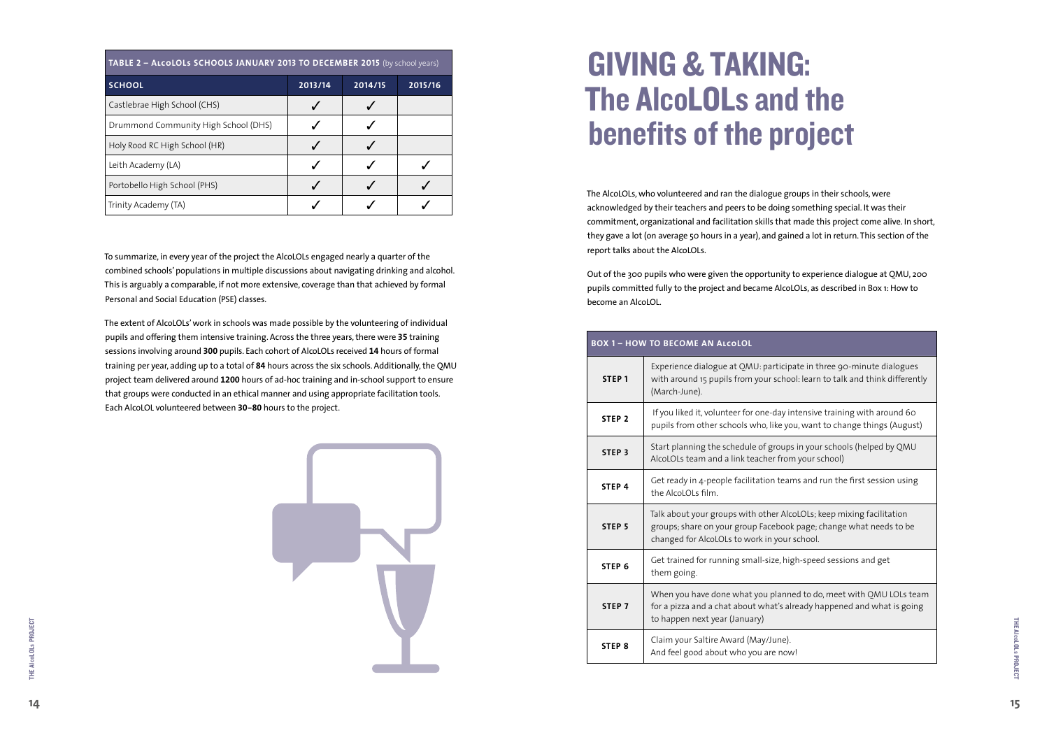**TABLE 2 – AlcoLOLs SCHOOLS JANUARY 2013 TO DECEMBER 2015** (by school years)

| SCHOOL | 2013/14 | 2014/15 | 2015/16 |
|---|---|---|---|
| Castlebrae High School (CHS) | ✓ | ✓ | |
| Drummond Community High School (DHS) | ✓ | ✓ | |
| Holy Rood RC High School (HR) | ✓ | ✓ | |
| Leith Academy (LA) | ✓ | ✓ | ✓ |
| Portobello High School (PHS) | ✓ | ✓ | ✓ |
| Trinity Academy (TA) | ✓ | ✓ | ✓ |

To summarize, in every year of the project the AlcoLOLs engaged nearly a quarter of the combined schools' populations in multiple discussions about navigating drinking and alcohol. This is arguably a comparable, if not more extensive, coverage than that achieved by formal Personal and Social Education (PSE) classes.

The extent of AlcoLOLs' work in schools was made possible by the volunteering of individual pupils and offering them intensive training. Across the three years, there were **35** training sessions involving around **300** pupils. Each cohort of AlcoLOLs received **14** hours of formal training per year, adding up to a total of **84** hours across the six schools. Additionally, the QMU project team delivered around **1200** hours of ad-hoc training and in-school support to ensure that groups were conducted in an ethical manner and using appropriate facilitation tools. Each AlcoLOL volunteered between **30–80** hours to the project.

# GIVING & TAKING: The AlcoLOLs and the benefits of the project

The AlcoLOLs, who volunteered and ran the dialogue groups in their schools, were acknowledged by their teachers and peers to be doing something special. It was their commitment, organizational and facilitation skills that made this project come alive. In short, they gave a lot (on average 50 hours in a year), and gained a lot in return. This section of the report talks about the AlcoLOLs.

Out of the 300 pupils who were given the opportunity to experience dialogue at QMU, 200 pupils committed fully to the project and became AlcoLOLs, as described in Box 1: How to become an AlcoLOL.

**BOX 1 – HOW TO BECOME AN AlcoLOL**

| | |
|---|---|
| **STEP 1** | Experience dialogue at QMU: participate in three 90-minute dialogues with around 15 pupils from your school: learn to talk and think differently (March-June). |
| **STEP 2** | If you liked it, volunteer for one-day intensive training with around 60 pupils from other schools who, like you, want to change things (August) |
| **STEP 3** | Start planning the schedule of groups in your schools (helped by QMU AlcoLOLs team and a link teacher from your school) |
| **STEP 4** | Get ready in 4-people facilitation teams and run the first session using the AlcoLOLs film. |
| **STEP 5** | Talk about your groups with other AlcoLOLs; keep mixing facilitation groups; share on your group Facebook page; change what needs to be changed for AlcoLOLs to work in your school. |
| **STEP 6** | Get trained for running small-size, high-speed sessions and get them going. |
| **STEP 7** | When you have done what you planned to do, meet with QMU LOLs team for a pizza and a chat about what's already happened and what is going to happen next year (January) |
| **STEP 8** | Claim your Saltire Award (May/June). And feel good about who you are now! |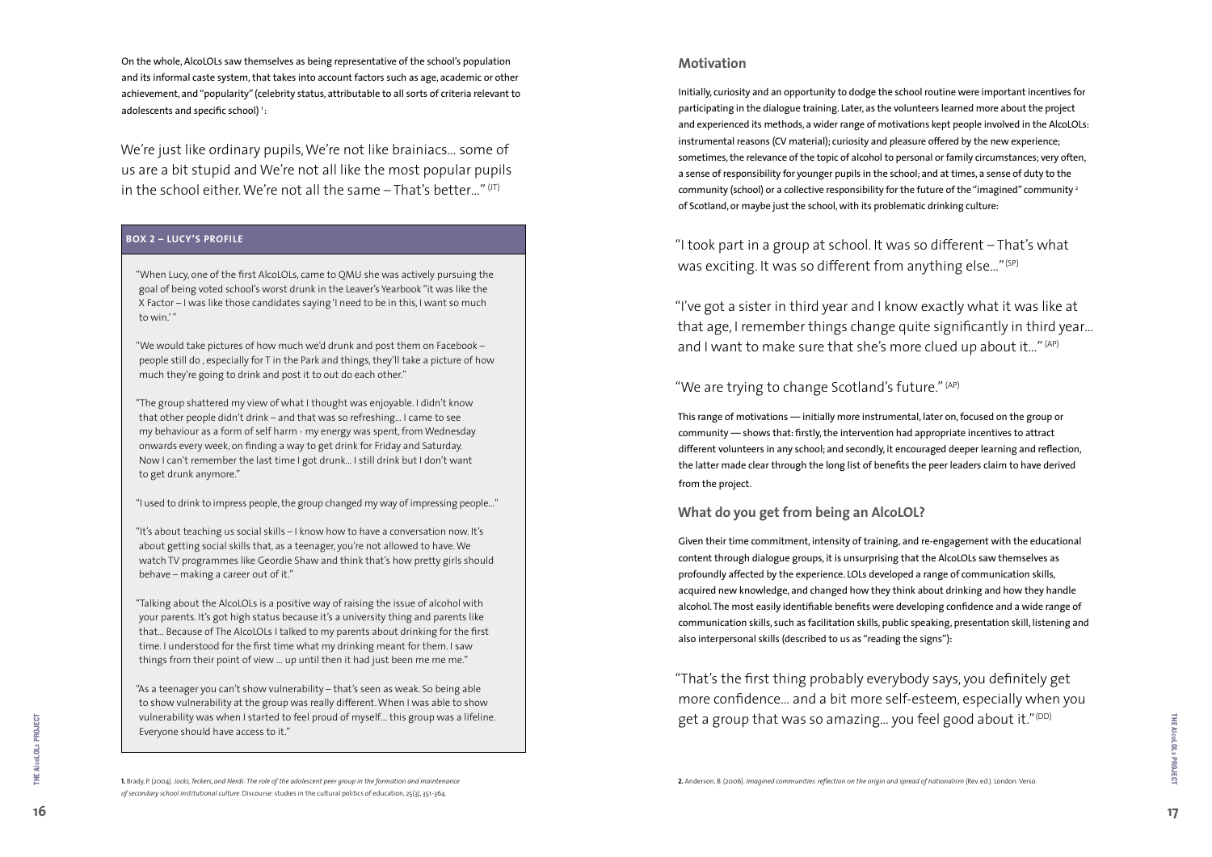On the whole, AlcoLOLs saw themselves as being representative of the school's population and its informal caste system, that takes into account factors such as age, academic or other achievement, and "popularity" (celebrity status, attributable to all sorts of criteria relevant to adolescents and specific school) [1]:

> We're just like ordinary pupils, We're not like brainiacs… some of us are a bit stupid and We're not all like the most popular pupils in the school either. We're not all the same – That's better…" (JT)

### BOX 2 – LUCY'S PROFILE

"When Lucy, one of the first AlcoLOLs, came to QMU she was actively pursuing the goal of being voted school's worst drunk in the Leaver's Yearbook "it was like the X Factor – I was like those candidates saying 'I need to be in this, I want so much to win.' "

"We would take pictures of how much we'd drunk and post them on Facebook – people still do , especially for T in the Park and things, they'll take a picture of how much they're going to drink and post it to out do each other."

"The group shattered my view of what I thought was enjoyable. I didn't know that other people didn't drink – and that was so refreshing… I came to see my behaviour as a form of self harm - my energy was spent, from Wednesday onwards every week, on finding a way to get drink for Friday and Saturday. Now I can't remember the last time I got drunk… I still drink but I don't want to get drunk anymore."

"I used to drink to impress people, the group changed my way of impressing people…"

"It's about teaching us social skills – I know how to have a conversation now. It's about getting social skills that, as a teenager, you're not allowed to have. We watch TV programmes like Geordie Shaw and think that's how pretty girls should behave – making a career out of it."

"Talking about the AlcoLOLs is a positive way of raising the issue of alcohol with your parents. It's got high status because it's a university thing and parents like that… Because of The AlcoLOLs I talked to my parents about drinking for the first time. I understood for the first time what my drinking meant for them. I saw things from their point of view … up until then it had just been me me me."

"As a teenager you can't show vulnerability – that's seen as weak. So being able to show vulnerability at the group was really different. When I was able to show vulnerability was when I started to feel proud of myself… this group was a lifeline. Everyone should have access to it."

[1] Brady, P. (2004). *Jocks, Teckers, and Nerds: The role of the adolescent peer group in the formation and maintenance of secondary school institutional culture.* Discourse: studies in the cultural politics of education, 25(3), 351-364.

## Motivation

Initially, curiosity and an opportunity to dodge the school routine were important incentives for participating in the dialogue training. Later, as the volunteers learned more about the project and experienced its methods, a wider range of motivations kept people involved in the AlcoLOLs: instrumental reasons (CV material); curiosity and pleasure offered by the new experience; sometimes, the relevance of the topic of alcohol to personal or family circumstances; very often, a sense of responsibility for younger pupils in the school; and at times, a sense of duty to the community (school) or a collective responsibility for the future of the "imagined" community [2] of Scotland, or maybe just the school, with its problematic drinking culture:

> "I took part in a group at school. It was so different – That's what was exciting. It was so different from anything else…" (SP)

> "I've got a sister in third year and I know exactly what it was like at that age, I remember things change quite significantly in third year… and I want to make sure that she's more clued up about it…" (AP)

> "We are trying to change Scotland's future." (AP)

This range of motivations — initially more instrumental, later on, focused on the group or community — shows that: firstly, the intervention had appropriate incentives to attract different volunteers in any school; and secondly, it encouraged deeper learning and reflection, the latter made clear through the long list of benefits the peer leaders claim to have derived from the project.

## What do you get from being an AlcoLOL?

Given their time commitment, intensity of training, and re-engagement with the educational content through dialogue groups, it is unsurprising that the AlcoLOLs saw themselves as profoundly affected by the experience. LOLs developed a range of communication skills, acquired new knowledge, and changed how they think about drinking and how they handle alcohol. The most easily identifiable benefits were developing confidence and a wide range of communication skills, such as facilitation skills, public speaking, presentation skill, listening and also interpersonal skills (described to us as "reading the signs"):

> "That's the first thing probably everybody says, you definitely get more confidence… and a bit more self-esteem, especially when you get a group that was so amazing… you feel good about it." (DD)

[2] Anderson, B. (2006). *Imagined communities: reflection on the origin and spread of nationalism* (Rev. ed.). London: Verso.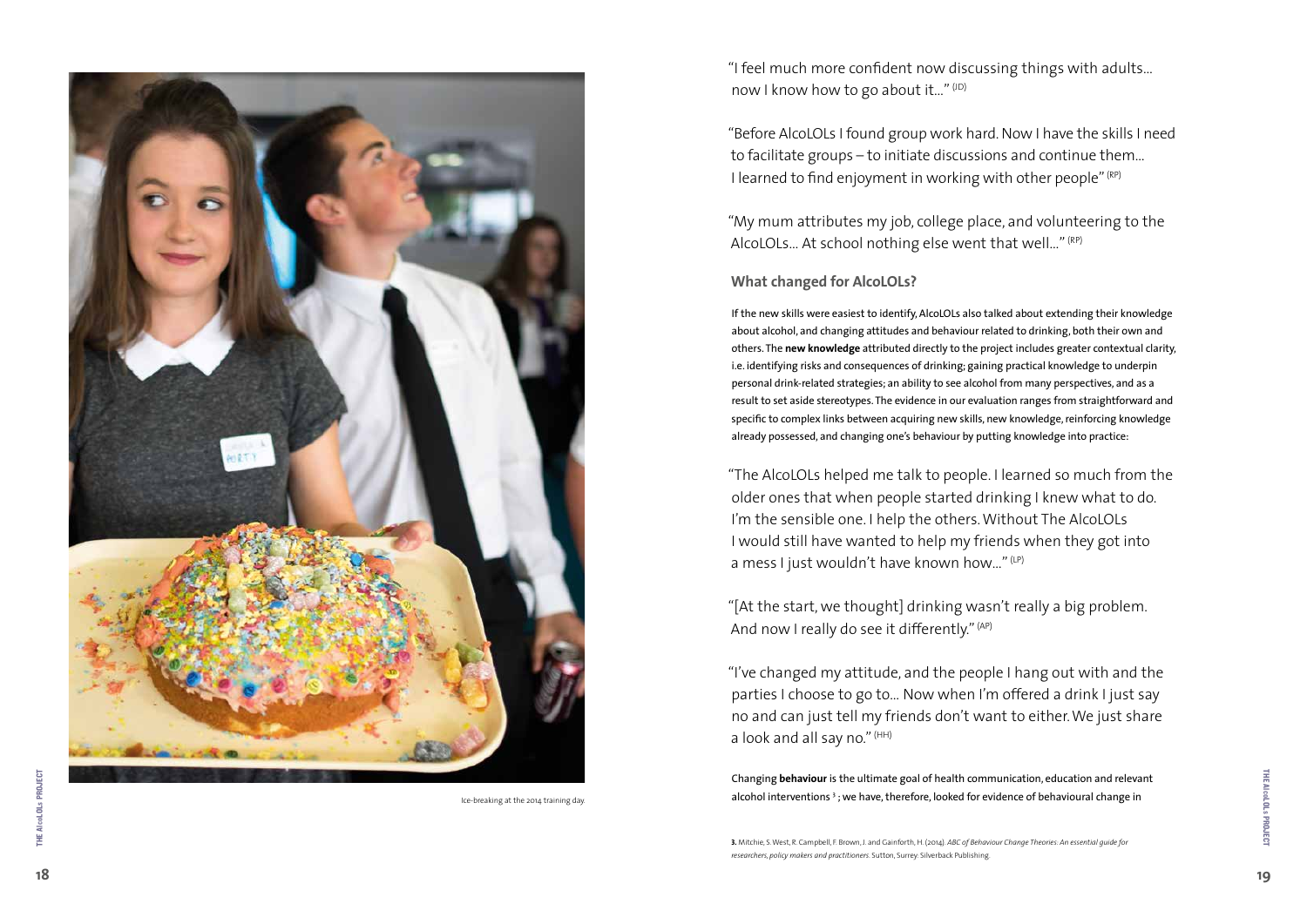Ice-breaking at the 2014 training day.

"I feel much more confident now discussing things with adults... now I know how to go about it..." (ID)

"Before AlcoLOLs I found group work hard. Now I have the skills I need to facilitate groups – to initiate discussions and continue them... I learned to find enjoyment in working with other people" (RP)

"My mum attributes my job, college place, and volunteering to the AlcoLOLs... At school nothing else went that well..." (RP)

### What changed for AlcoLOLs?

If the new skills were easiest to identify, AlcoLOLs also talked about extending their knowledge about alcohol, and changing attitudes and behaviour related to drinking, both their own and others. The **new knowledge** attributed directly to the project includes greater contextual clarity, i.e. identifying risks and consequences of drinking; gaining practical knowledge to underpin personal drink-related strategies; an ability to see alcohol from many perspectives, and as a result to set aside stereotypes. The evidence in our evaluation ranges from straightforward and specific to complex links between acquiring new skills, new knowledge, reinforcing knowledge already possessed, and changing one's behaviour by putting knowledge into practice:

"The AlcoLOLs helped me talk to people. I learned so much from the older ones that when people started drinking I knew what to do. I'm the sensible one. I help the others. Without The AlcoLOLs I would still have wanted to help my friends when they got into a mess I just wouldn't have known how..." (LP)

"[At the start, we thought] drinking wasn't really a big problem. And now I really do see it differently." (AP)

"I've changed my attitude, and the people I hang out with and the parties I choose to go to... Now when I'm offered a drink I just say no and can just tell my friends don't want to either. We just share a look and all say no." (HH)

Changing **behaviour** is the ultimate goal of health communication, education and relevant alcohol interventions [3]; we have, therefore, looked for evidence of behavioural change in

**3.** Mitchie, S. West, R. Campbell, F. Brown, J. and Gainforth, H. (2014). *ABC of Behaviour Change Theories: An essential guide for researchers, policy makers and practitioners.* Sutton, Surrey: Silverback Publishing.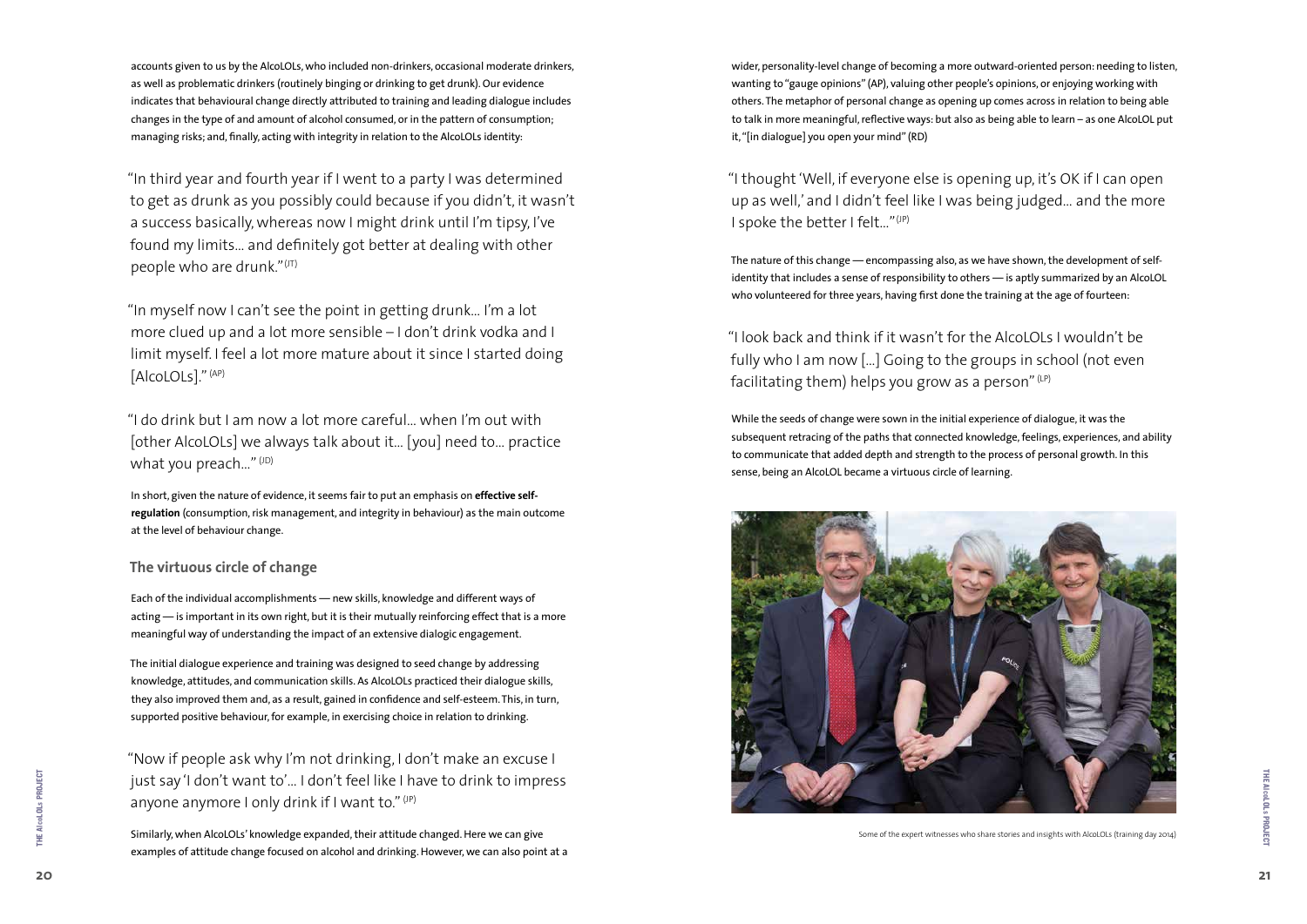accounts given to us by the AlcoLOLs, who included non-drinkers, occasional moderate drinkers, as well as problematic drinkers (routinely binging or drinking to get drunk). Our evidence indicates that behavioural change directly attributed to training and leading dialogue includes changes in the type of and amount of alcohol consumed, or in the pattern of consumption; managing risks; and, finally, acting with integrity in relation to the AlcoLOLs identity:

"In third year and fourth year if I went to a party I was determined to get as drunk as you possibly could because if you didn't, it wasn't a success basically, whereas now I might drink until I'm tipsy, I've found my limits... and definitely got better at dealing with other people who are drunk." (JT)

"In myself now I can't see the point in getting drunk... I'm a lot more clued up and a lot more sensible – I don't drink vodka and I limit myself. I feel a lot more mature about it since I started doing [AlcoLOLs]." (AP)

"I do drink but I am now a lot more careful... when I'm out with [other AlcoLOLs] we always talk about it... [you] need to... practice what you preach..." (JD)

In short, given the nature of evidence, it seems fair to put an emphasis on **effective self-regulation** (consumption, risk management, and integrity in behaviour) as the main outcome at the level of behaviour change.

### The virtuous circle of change

Each of the individual accomplishments — new skills, knowledge and different ways of acting — is important in its own right, but it is their mutually reinforcing effect that is a more meaningful way of understanding the impact of an extensive dialogic engagement.

The initial dialogue experience and training was designed to seed change by addressing knowledge, attitudes, and communication skills. As AlcoLOLs practiced their dialogue skills, they also improved them and, as a result, gained in confidence and self-esteem. This, in turn, supported positive behaviour, for example, in exercising choice in relation to drinking.

"Now if people ask why I'm not drinking, I don't make an excuse I just say 'I don't want to'... I don't feel like I have to drink to impress anyone anymore I only drink if I want to." (JP)

Similarly, when AlcoLOLs' knowledge expanded, their attitude changed. Here we can give examples of attitude change focused on alcohol and drinking. However, we can also point at a wider, personality-level change of becoming a more outward-oriented person: needing to listen, wanting to "gauge opinions" (AP), valuing other people's opinions, or enjoying working with others. The metaphor of personal change as opening up comes across in relation to being able to talk in more meaningful, reflective ways: but also as being able to learn – as one AlcoLOL put it, "[in dialogue] you open your mind" (RD)

"I thought 'Well, if everyone else is opening up, it's OK if I can open up as well,' and I didn't feel like I was being judged... and the more I spoke the better I felt..." (JP)

The nature of this change — encompassing also, as we have shown, the development of self-identity that includes a sense of responsibility to others — is aptly summarized by an AlcoLOL who volunteered for three years, having first done the training at the age of fourteen:

"I look back and think if it wasn't for the AlcoLOLs I wouldn't be fully who I am now [...] Going to the groups in school (not even facilitating them) helps you grow as a person" (LP)

While the seeds of change were sown in the initial experience of dialogue, it was the subsequent retracing of the paths that connected knowledge, feelings, experiences, and ability to communicate that added depth and strength to the process of personal growth. In this sense, being an AlcoLOL became a virtuous circle of learning.

Some of the expert witnesses who share stories and insights with AlcoLOLs (training day 2014)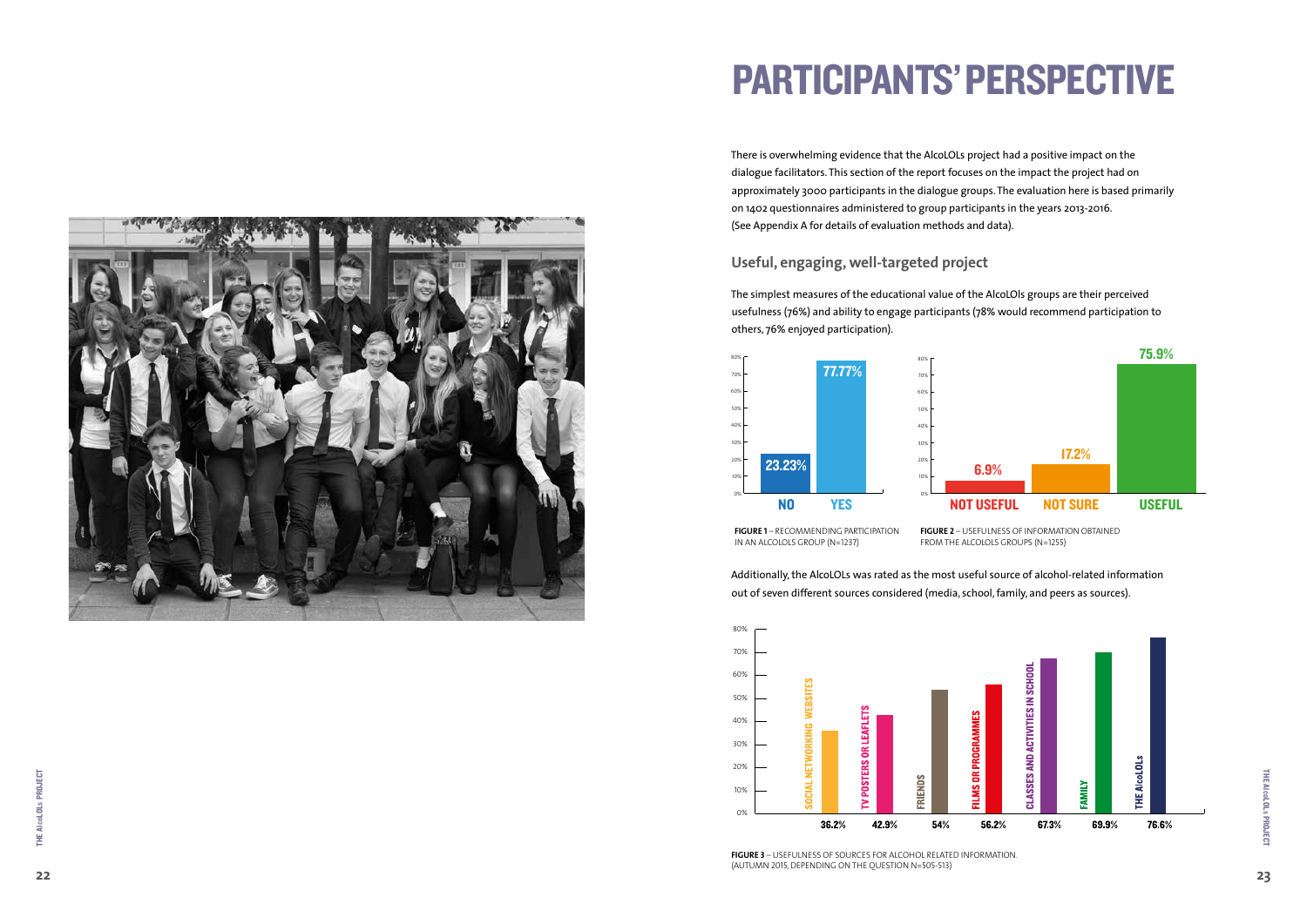# PARTICIPANTS' PERSPECTIVE

There is overwhelming evidence that the AlcoLOLs project had a positive impact on the dialogue facilitators. This section of the report focuses on the impact the project had on approximately 3000 participants in the dialogue groups. The evaluation here is based primarily on 1402 questionnaires administered to group participants in the years 2013-2016. (See Appendix A for details of evaluation methods and data).

## Useful, engaging, well-targeted project

The simplest measures of the educational value of the AlcoLOls groups are their perceived usefulness (76%) and ability to engage participants (78% would recommend participation to others, 76% enjoyed participation).

| | NO | YES |
|---|---|---|
| Recommending participation | 23.23% | 77.77% |

**FIGURE 1** – RECOMMENDING PARTICIPATION IN AN ALCOLOLS GROUP (N=1237)

| | NOT USEFUL | NOT SURE | USEFUL |
|---|---|---|---|
| Usefulness | 6.9% | 17.2% | 75.9% |

**FIGURE 2** – USEFULNESS OF INFORMATION OBTAINED FROM THE ALCOLOLS GROUPS (N=1255)

Additionally, the AlcoLOLs was rated as the most useful source of alcohol-related information out of seven different sources considered (media, school, family, and peers as sources).

| Source | Usefulness |
|---|---|
| SOCIAL NETWORKING WEBSITES | 36.2% |
| TV POSTERS OR LEAFLETS | 42.9% |
| FRIENDS | 54% |
| FILMS OR PROGRAMMES | 56.2% |
| CLASSES AND ACTIVITIES IN SCHOOL | 67.3% |
| FAMILY | 69.9% |
| THE AlcoLOLs | 76.6% |

**FIGURE 3** – USEFULNESS OF SOURCES FOR ALCOHOL RELATED INFORMATION. (AUTUMN 2015, DEPENDING ON THE QUESTION N=505-513)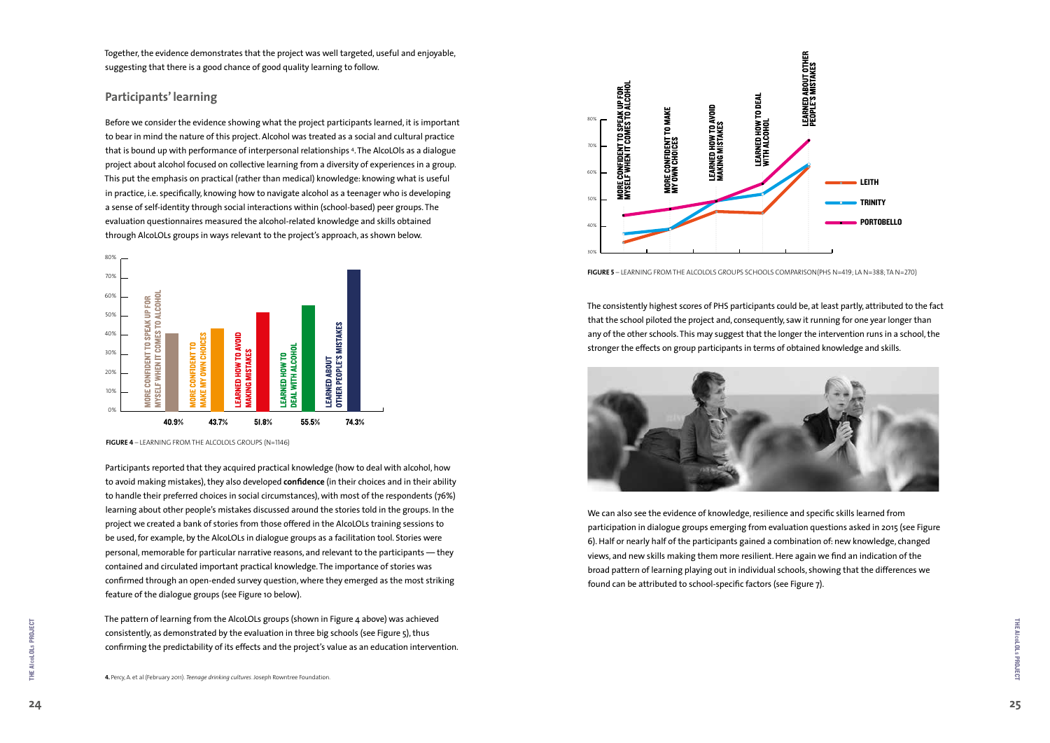Together, the evidence demonstrates that the project was well targeted, useful and enjoyable, suggesting that there is a good chance of good quality learning to follow.

## Participants' learning

Before we consider the evidence showing what the project participants learned, it is important to bear in mind the nature of this project. Alcohol was treated as a social and cultural practice that is bound up with performance of interpersonal relationships [4]. The AlcoLOls as a dialogue project about alcohol focused on collective learning from a diversity of experiences in a group. This put the emphasis on practical (rather than medical) knowledge: knowing what is useful in practice, i.e. specifically, knowing how to navigate alcohol as a teenager who is developing a sense of self-identity through social interactions within (school-based) peer groups. The evaluation questionnaires measured the alcohol-related knowledge and skills obtained through AlcoLOLs groups in ways relevant to the project's approach, as shown below.

| More confident to speak up for myself when it comes to alcohol | More confident to make my own choices | Learned how to avoid making mistakes | Learned how to deal with alcohol | Learned about other people's mistakes |
|---|---|---|---|---|
| 40.9% | 43.7% | 51.8% | 55.5% | 74.3% |

**FIGURE 4** – LEARNING FROM THE ALCOLOLS GROUPS (N=1146)

Participants reported that they acquired practical knowledge (how to deal with alcohol, how to avoid making mistakes), they also developed **confidence** (in their choices and in their ability to handle their preferred choices in social circumstances), with most of the respondents (76%) learning about other people's mistakes discussed around the stories told in the groups. In the project we created a bank of stories from those offered in the AlcoLOLs training sessions to be used, for example, by the AlcoLOLs in dialogue groups as a facilitation tool. Stories were personal, memorable for particular narrative reasons, and relevant to the participants — they contained and circulated important practical knowledge. The importance of stories was confirmed through an open-ended survey question, where they emerged as the most striking feature of the dialogue groups (see Figure 10 below).

The pattern of learning from the AlcoLOLs groups (shown in Figure 4 above) was achieved consistently, as demonstrated by the evaluation in three big schools (see Figure 5), thus confirming the predictability of its effects and the project's value as an education intervention.

**FIGURE 5** – LEARNING FROM THE ALCOLOLS GROUPS SCHOOLS COMPARISON(PHS N=419; LA N=388; TA N=270)

The consistently highest scores of PHS participants could be, at least partly, attributed to the fact that the school piloted the project and, consequently, saw it running for one year longer than any of the other schools. This may suggest that the longer the intervention runs in a school, the stronger the effects on group participants in terms of obtained knowledge and skills.

We can also see the evidence of knowledge, resilience and specific skills learned from participation in dialogue groups emerging from evaluation questions asked in 2015 (see Figure 6). Half or nearly half of the participants gained a combination of: new knowledge, changed views, and new skills making them more resilient. Here again we find an indication of the broad pattern of learning playing out in individual schools, showing that the differences we found can be attributed to school-specific factors (see Figure 7).

**4.** Percy, A. et al (February 2011). *Teenage drinking cultures*. Joseph Rowntree Foundation.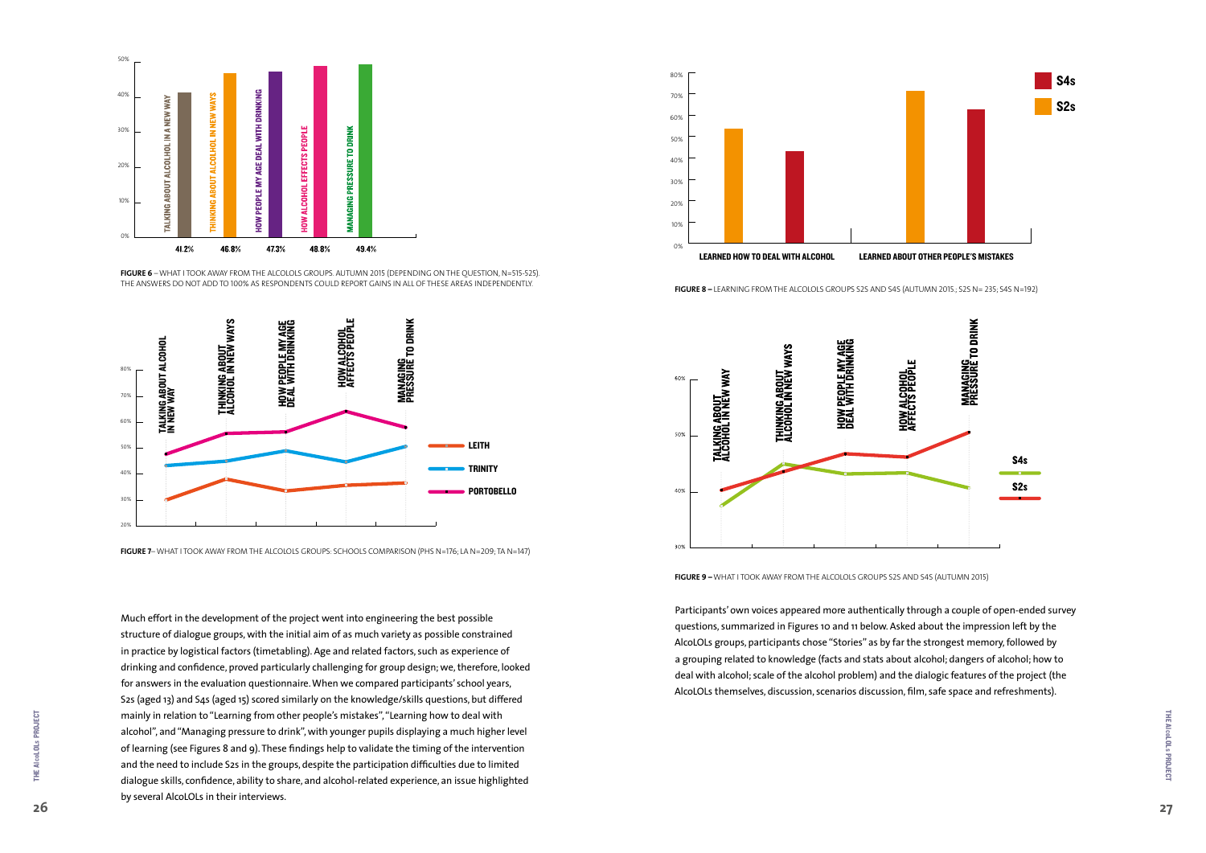FIGURE 6 – WHAT I TOOK AWAY FROM THE ALCOLOLS GROUPS. AUTUMN 2015 (DEPENDING ON THE QUESTION, N=515-525). THE ANSWERS DO NOT ADD TO 100% AS RESPONDENTS COULD REPORT GAINS IN ALL OF THESE AREAS INDEPENDENTLY.

| | Talking about alcohol in a new way | Thinking about alcohol in new ways | How people my age deal with drinking | How alcohol effects people | Managing pressure to drink |
|---|---|---|---|---|---|
| | 41.2% | 46.8% | 47.3% | 48.8% | 49.4% |

FIGURE 7– WHAT I TOOK AWAY FROM THE ALCOLOLS GROUPS: SCHOOLS COMPARISON (PHS N=176; LA N=209; TA N=147)

FIGURE 8 – LEARNING FROM THE ALCOLOLS GROUPS S2S AND S4S (AUTUMN 2015.; S2S N= 235; S4S N=192)

FIGURE 9 – WHAT I TOOK AWAY FROM THE ALCOLOLS GROUPS S2S AND S4S (AUTUMN 2015)

Much effort in the development of the project went into engineering the best possible structure of dialogue groups, with the initial aim of as much variety as possible constrained in practice by logistical factors (timetabling). Age and related factors, such as experience of drinking and confidence, proved particularly challenging for group design; we, therefore, looked for answers in the evaluation questionnaire. When we compared participants' school years, S2s (aged 13) and S4s (aged 15) scored similarly on the knowledge/skills questions, but differed mainly in relation to "Learning from other people's mistakes", "Learning how to deal with alcohol", and "Managing pressure to drink", with younger pupils displaying a much higher level of learning (see Figures 8 and 9). These findings help to validate the timing of the intervention and the need to include S2s in the groups, despite the participation difficulties due to limited dialogue skills, confidence, ability to share, and alcohol-related experience, an issue highlighted by several AlcoLOLs in their interviews.

Participants' own voices appeared more authentically through a couple of open-ended survey questions, summarized in Figures 10 and 11 below. Asked about the impression left by the AlcoLOLs groups, participants chose "Stories" as by far the strongest memory, followed by a grouping related to knowledge (facts and stats about alcohol; dangers of alcohol; how to deal with alcohol; scale of the alcohol problem) and the dialogic features of the project (the AlcoLOLs themselves, discussion, scenarios discussion, film, safe space and refreshments).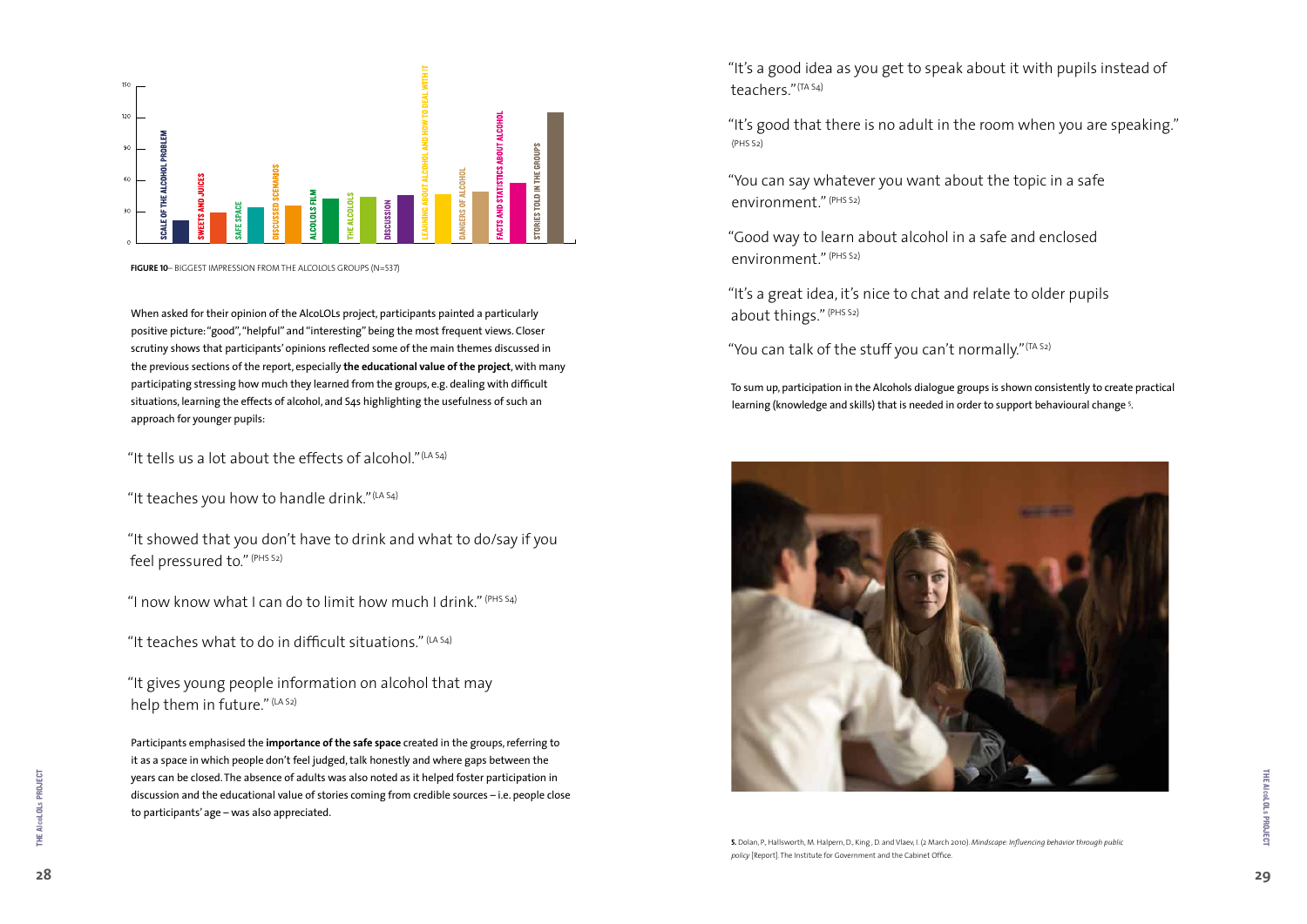FIGURE 10– BIGGEST IMPRESSION FROM THE ALCOLOLS GROUPS (N=537)

When asked for their opinion of the AlcoLOLs project, participants painted a particularly positive picture: "good", "helpful" and "interesting" being the most frequent views. Closer scrutiny shows that participants' opinions reflected some of the main themes discussed in the previous sections of the report, especially **the educational value of the project**, with many participating stressing how much they learned from the groups, e.g. dealing with difficult situations, learning the effects of alcohol, and S4s highlighting the usefulness of such an approach for younger pupils:

"It tells us a lot about the effects of alcohol." (LA S4)

"It teaches you how to handle drink." (LA S4)

"It showed that you don't have to drink and what to do/say if you feel pressured to." (PHS S2)

"I now know what I can do to limit how much I drink." (PHS S4)

"It teaches what to do in difficult situations." (LA S4)

"It gives young people information on alcohol that may help them in future." (LA S2)

Participants emphasised the **importance of the safe space** created in the groups, referring to it as a space in which people don't feel judged, talk honestly and where gaps between the years can be closed. The absence of adults was also noted as it helped foster participation in discussion and the educational value of stories coming from credible sources – i.e. people close to participants' age – was also appreciated.

"It's a good idea as you get to speak about it with pupils instead of teachers." (TA S4)

"It's good that there is no adult in the room when you are speaking." (PHS S2)

"You can say whatever you want about the topic in a safe environment." (PHS S2)

"Good way to learn about alcohol in a safe and enclosed environment." (PHS S2)

"It's a great idea, it's nice to chat and relate to older pupils about things." (PHS S2)

"You can talk of the stuff you can't normally." (TA S2)

To sum up, participation in the Alcohols dialogue groups is shown consistently to create practical learning (knowledge and skills) that is needed in order to support behavioural change [5].

5. Dolan, P., Hallsworth, M. Halpern, D., King , D. and Vlaev, I. (2 March 2010). *Mindscape: Influencing behavior through public policy* [Report]. The Institute for Government and the Cabinet Office.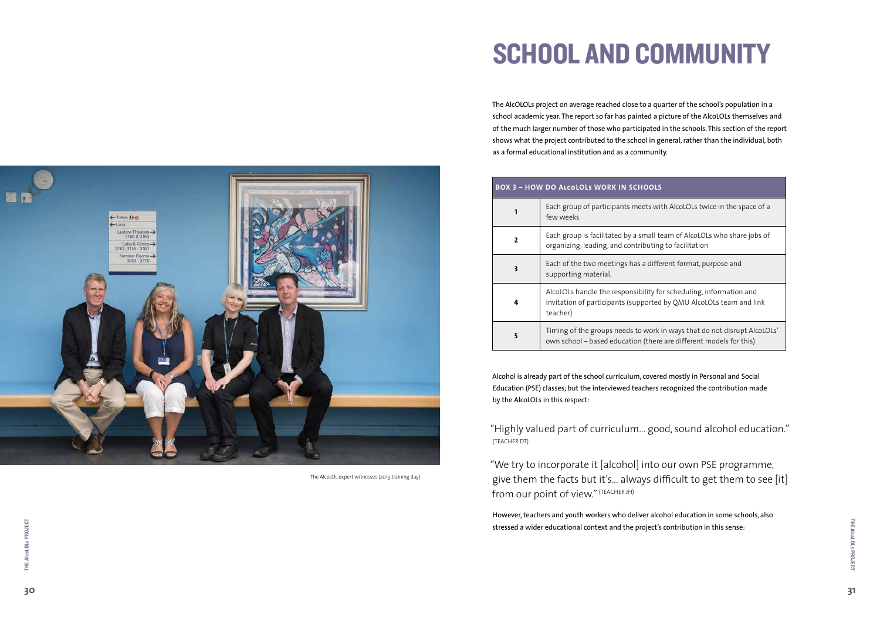The AlcoLOL expert witnesses (2015 training day).

# SCHOOL AND COMMUNITY

The AlcOLOLs project on average reached close to a quarter of the school's population in a school academic year. The report so far has painted a picture of the AlcoLOLs themselves and of the much larger number of those who participated in the schools. This section of the report shows what the project contributed to the school in general, rather than the individual, both as a formal educational institution and as a community.

| BOX 3 – HOW DO AlcoLOLs WORK IN SCHOOLS | |
|---|---|
| 1 | Each group of participants meets with AlcoLOLs twice in the space of a few weeks |
| 2 | Each group is facilitated by a small team of AlcoLOLs who share jobs of organizing, leading, and contributing to facilitation |
| 3 | Each of the two meetings has a different format, purpose and supporting material. |
| 4 | AlcoLOLs handle the responsibility for scheduling, information and invitation of participants (supported by QMU AlcoLOLs team and link teacher) |
| 5 | Timing of the groups needs to work in ways that do not disrupt AlcoLOLs' own school – based education (there are different models for this) |

Alcohol is already part of the school curriculum, covered mostly in Personal and Social Education (PSE) classes; but the interviewed teachers recognized the contribution made by the AlcoLOLs in this respect:

"Highly valued part of curriculum… good, sound alcohol education." (TEACHER DT)

"We try to incorporate it [alcohol] into our own PSE programme, give them the facts but it's… always difficult to get them to see [it] from our point of view." (TEACHER JH)

However, teachers and youth workers who deliver alcohol education in some schools, also stressed a wider educational context and the project's contribution in this sense: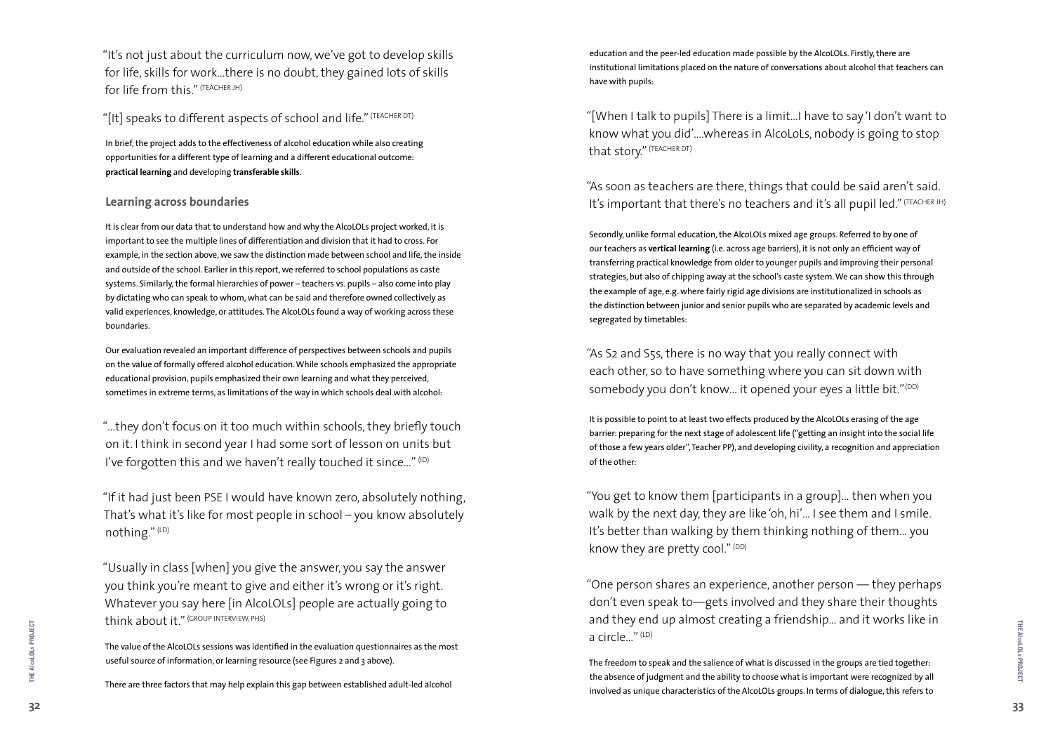"It's not just about the curriculum now, we've got to develop skills for life, skills for work…there is no doubt, they gained lots of skills for life from this." (TEACHER JH)

"[It] speaks to different aspects of school and life." (TEACHER DT)

In brief, the project adds to the effectiveness of alcohol education while also creating opportunities for a different type of learning and a different educational outcome: **practical learning** and developing **transferable skills**.

### Learning across boundaries

It is clear from our data that to understand how and why the AlcoLOLs project worked, it is important to see the multiple lines of differentiation and division that it had to cross. For example, in the section above, we saw the distinction made between school and life, the inside and outside of the school. Earlier in this report, we referred to school populations as caste systems. Similarly, the formal hierarchies of power – teachers vs. pupils – also come into play by dictating who can speak to whom, what can be said and therefore owned collectively as valid experiences, knowledge, or attitudes. The AlcoLOLs found a way of working across these boundaries.

Our evaluation revealed an important difference of perspectives between schools and pupils on the value of formally offered alcohol education. While schools emphasized the appropriate educational provision, pupils emphasized their own learning and what they perceived, sometimes in extreme terms, as limitations of the way in which schools deal with alcohol:

"…they don't focus on it too much within schools, they briefly touch on it. I think in second year I had some sort of lesson on units but I've forgotten this and we haven't really touched it since…" (ID)

"If it had just been PSE I would have known zero, absolutely nothing, That's what it's like for most people in school – you know absolutely nothing." (LD)

"Usually in class [when] you give the answer, you say the answer you think you're meant to give and either it's wrong or it's right. Whatever you say here [in AlcoLOLs] people are actually going to think about it." (GROUP INTERVIEW, PHS)

The value of the AlcoLOLs sessions was identified in the evaluation questionnaires as the most useful source of information, or learning resource (see Figures 2 and 3 above).

There are three factors that may help explain this gap between established adult-led alcohol education and the peer-led education made possible by the AlcoLOLs. Firstly, there are institutional limitations placed on the nature of conversations about alcohol that teachers can have with pupils:

"[When I talk to pupils] There is a limit…I have to say 'I don't want to know what you did'….whereas in AlcoLoLs, nobody is going to stop that story." (TEACHER DT)

"As soon as teachers are there, things that could be said aren't said. It's important that there's no teachers and it's all pupil led." (TEACHER JH)

Secondly, unlike formal education, the AlcoLOLs mixed age groups. Referred to by one of our teachers as **vertical learning** (i.e. across age barriers), it is not only an efficient way of transferring practical knowledge from older to younger pupils and improving their personal strategies, but also of chipping away at the school's caste system. We can show this through the example of age, e.g. where fairly rigid age divisions are institutionalized in schools as the distinction between junior and senior pupils who are separated by academic levels and segregated by timetables:

"As S2 and S5s, there is no way that you really connect with each other, so to have something where you can sit down with somebody you don't know… it opened your eyes a little bit." (DD)

It is possible to point to at least two effects produced by the AlcoLOLs erasing of the age barrier: preparing for the next stage of adolescent life ("getting an insight into the social life of those a few years older", Teacher PP), and developing civility, a recognition and appreciation of the other:

"You get to know them [participants in a group]… then when you walk by the next day, they are like 'oh, hi'… I see them and I smile. It's better than walking by them thinking nothing of them… you know they are pretty cool." (DD)

"One person shares an experience, another person — they perhaps don't even speak to—gets involved and they share their thoughts and they end up almost creating a friendship… and it works like in a circle…" (LD)

The freedom to speak and the salience of what is discussed in the groups are tied together: the absence of judgment and the ability to choose what is important were recognized by all involved as unique characteristics of the AlcoLOLs groups. In terms of dialogue, this refers to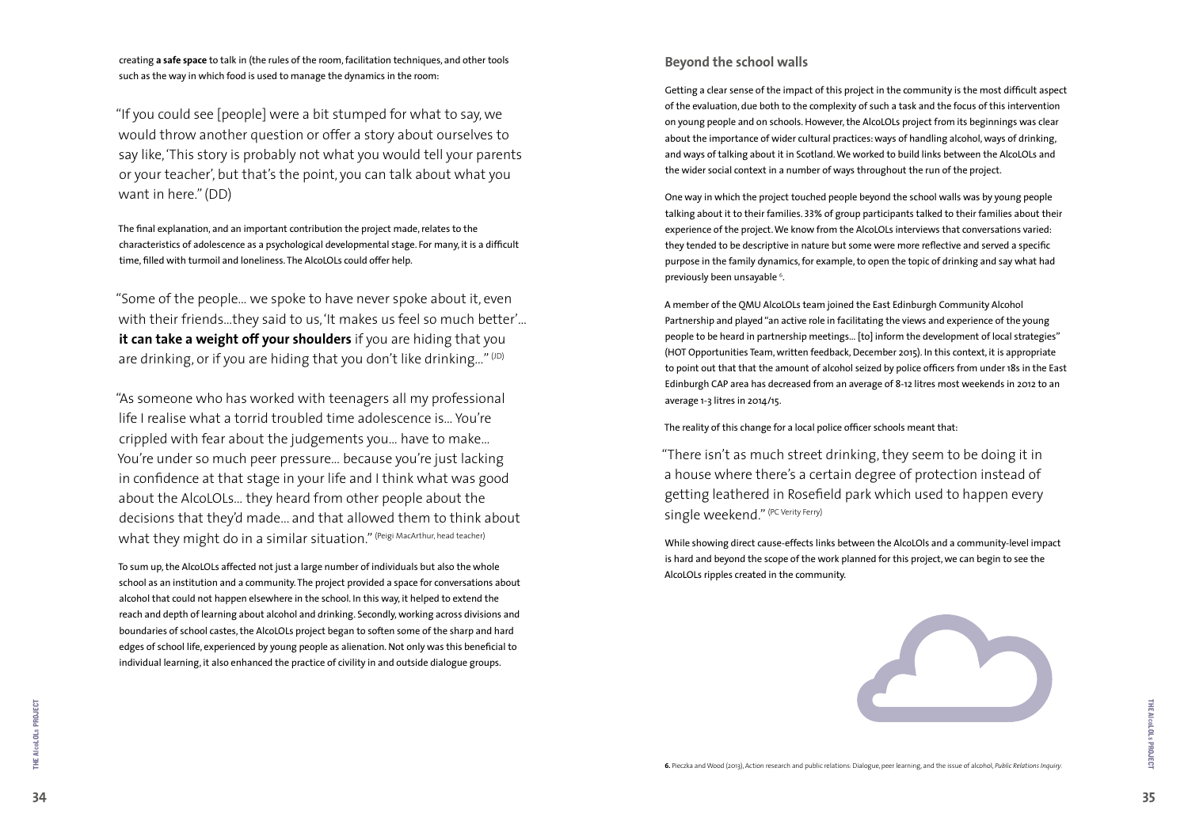creating **a safe space** to talk in (the rules of the room, facilitation techniques, and other tools such as the way in which food is used to manage the dynamics in the room:

"If you could see [people] were a bit stumped for what to say, we would throw another question or offer a story about ourselves to say like, 'This story is probably not what you would tell your parents or your teacher', but that's the point, you can talk about what you want in here." (DD)

The final explanation, and an important contribution the project made, relates to the characteristics of adolescence as a psychological developmental stage. For many, it is a difficult time, filled with turmoil and loneliness. The AlcoLOLs could offer help.

"Some of the people... we spoke to have never spoke about it, even with their friends...they said to us, 'It makes us feel so much better'... **it can take a weight off your shoulders** if you are hiding that you are drinking, or if you are hiding that you don't like drinking..." (JD)

"As someone who has worked with teenagers all my professional life I realise what a torrid troubled time adolescence is... You're crippled with fear about the judgements you... have to make... You're under so much peer pressure... because you're just lacking in confidence at that stage in your life and I think what was good about the AlcoLOLs... they heard from other people about the decisions that they'd made... and that allowed them to think about what they might do in a similar situation." (Peigi MacArthur, head teacher)

To sum up, the AlcoLOLs affected not just a large number of individuals but also the whole school as an institution and a community. The project provided a space for conversations about alcohol that could not happen elsewhere in the school. In this way, it helped to extend the reach and depth of learning about alcohol and drinking. Secondly, working across divisions and boundaries of school castes, the AlcoLOLs project began to soften some of the sharp and hard edges of school life, experienced by young people as alienation. Not only was this beneficial to individual learning, it also enhanced the practice of civility in and outside dialogue groups.

## Beyond the school walls

Getting a clear sense of the impact of this project in the community is the most difficult aspect of the evaluation, due both to the complexity of such a task and the focus of this intervention on young people and on schools. However, the AlcoLOLs project from its beginnings was clear about the importance of wider cultural practices: ways of handling alcohol, ways of drinking, and ways of talking about it in Scotland. We worked to build links between the AlcoLOLs and the wider social context in a number of ways throughout the run of the project.

One way in which the project touched people beyond the school walls was by young people talking about it to their families. 33% of group participants talked to their families about their experience of the project. We know from the AlcoLOLs interviews that conversations varied: they tended to be descriptive in nature but some were more reflective and served a specific purpose in the family dynamics, for example, to open the topic of drinking and say what had previously been unsayable [6].

A member of the QMU AlcoLOLs team joined the East Edinburgh Community Alcohol Partnership and played "an active role in facilitating the views and experience of the young people to be heard in partnership meetings... [to] inform the development of local strategies" (HOT Opportunities Team, written feedback, December 2015). In this context, it is appropriate to point out that that the amount of alcohol seized by police officers from under 18s in the East Edinburgh CAP area has decreased from an average of 8-12 litres most weekends in 2012 to an average 1-3 litres in 2014/15.

The reality of this change for a local police officer schools meant that:

"There isn't as much street drinking, they seem to be doing it in a house where there's a certain degree of protection instead of getting leathered in Rosefield park which used to happen every single weekend." (PC Verity Ferry)

While showing direct cause-effects links between the AlcoLOls and a community-level impact is hard and beyond the scope of the work planned for this project, we can begin to see the AlcoLOLs ripples created in the community.

6. Pieczka and Wood (2013), Action research and public relations: Dialogue, peer learning, and the issue of alcohol, *Public Relations Inquiry*.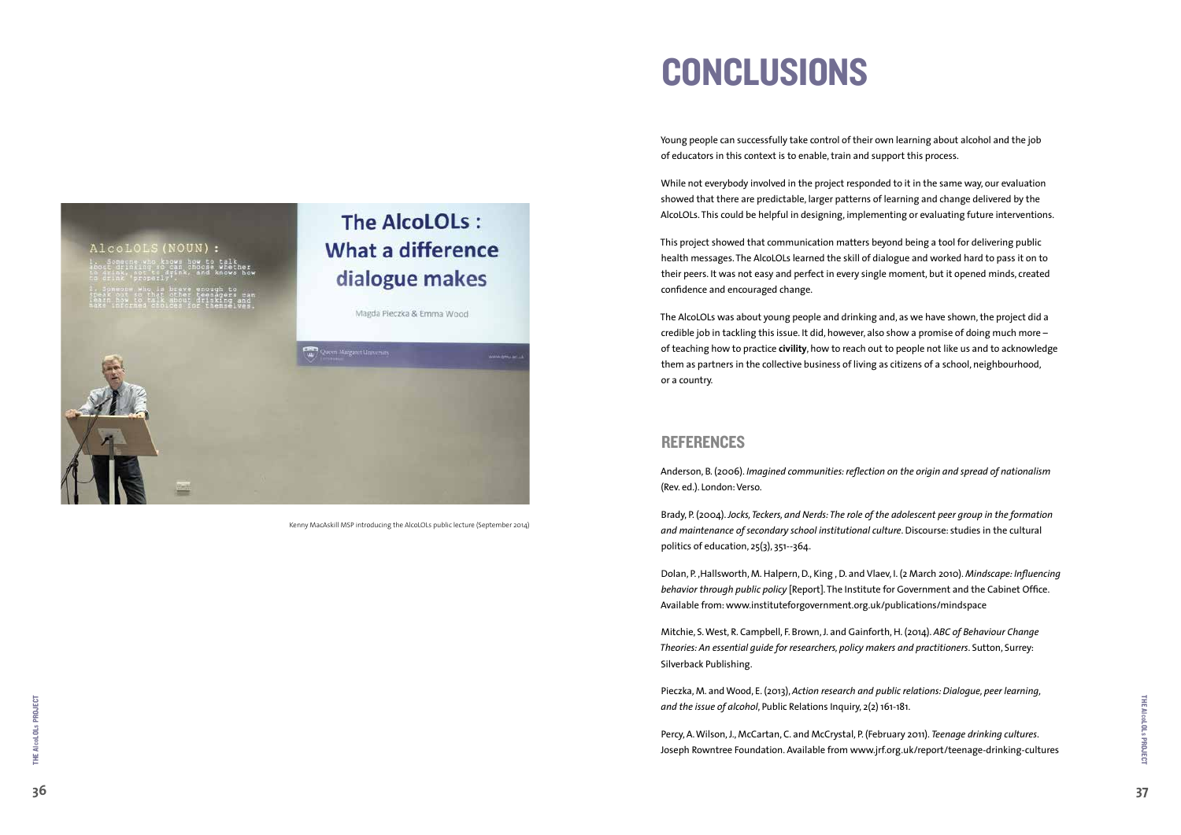Kenny MacAskill MSP introducing the AlcoLOLs public lecture (September 2014)

# CONCLUSIONS

Young people can successfully take control of their own learning about alcohol and the job of educators in this context is to enable, train and support this process.

While not everybody involved in the project responded to it in the same way, our evaluation showed that there are predictable, larger patterns of learning and change delivered by the AlcoLOLs. This could be helpful in designing, implementing or evaluating future interventions.

This project showed that communication matters beyond being a tool for delivering public health messages. The AlcoLOLs learned the skill of dialogue and worked hard to pass it on to their peers. It was not easy and perfect in every single moment, but it opened minds, created confidence and encouraged change.

The AlcoLOLs was about young people and drinking and, as we have shown, the project did a credible job in tackling this issue. It did, however, also show a promise of doing much more – of teaching how to practice **civility**, how to reach out to people not like us and to acknowledge them as partners in the collective business of living as citizens of a school, neighbourhood, or a country.

## REFERENCES

Anderson, B. (2006). *Imagined communities: reflection on the origin and spread of nationalism* (Rev. ed.). London: Verso.

Brady, P. (2004). *Jocks, Teckers, and Nerds: The role of the adolescent peer group in the formation and maintenance of secondary school institutional culture*. Discourse: studies in the cultural politics of education, 25(3), 351--364.

Dolan, P. ,Hallsworth, M. Halpern, D., King , D. and Vlaev, I. (2 March 2010). *Mindscape: Influencing behavior through public policy* [Report]. The Institute for Government and the Cabinet Office. Available from: www.instituteforgovernment.org.uk/publications/mindspace

Mitchie, S. West, R. Campbell, F. Brown, J. and Gainforth, H. (2014). *ABC of Behaviour Change Theories: An essential guide for researchers, policy makers and practitioners*. Sutton, Surrey: Silverback Publishing.

Pieczka, M. and Wood, E. (2013), *Action research and public relations: Dialogue, peer learning, and the issue of alcohol*, Public Relations Inquiry, 2(2) 161-181.

Percy, A. Wilson, J., McCartan, C. and McCrystal, P. (February 2011). *Teenage drinking cultures*. Joseph Rowntree Foundation. Available from www.jrf.org.uk/report/teenage-drinking-cultures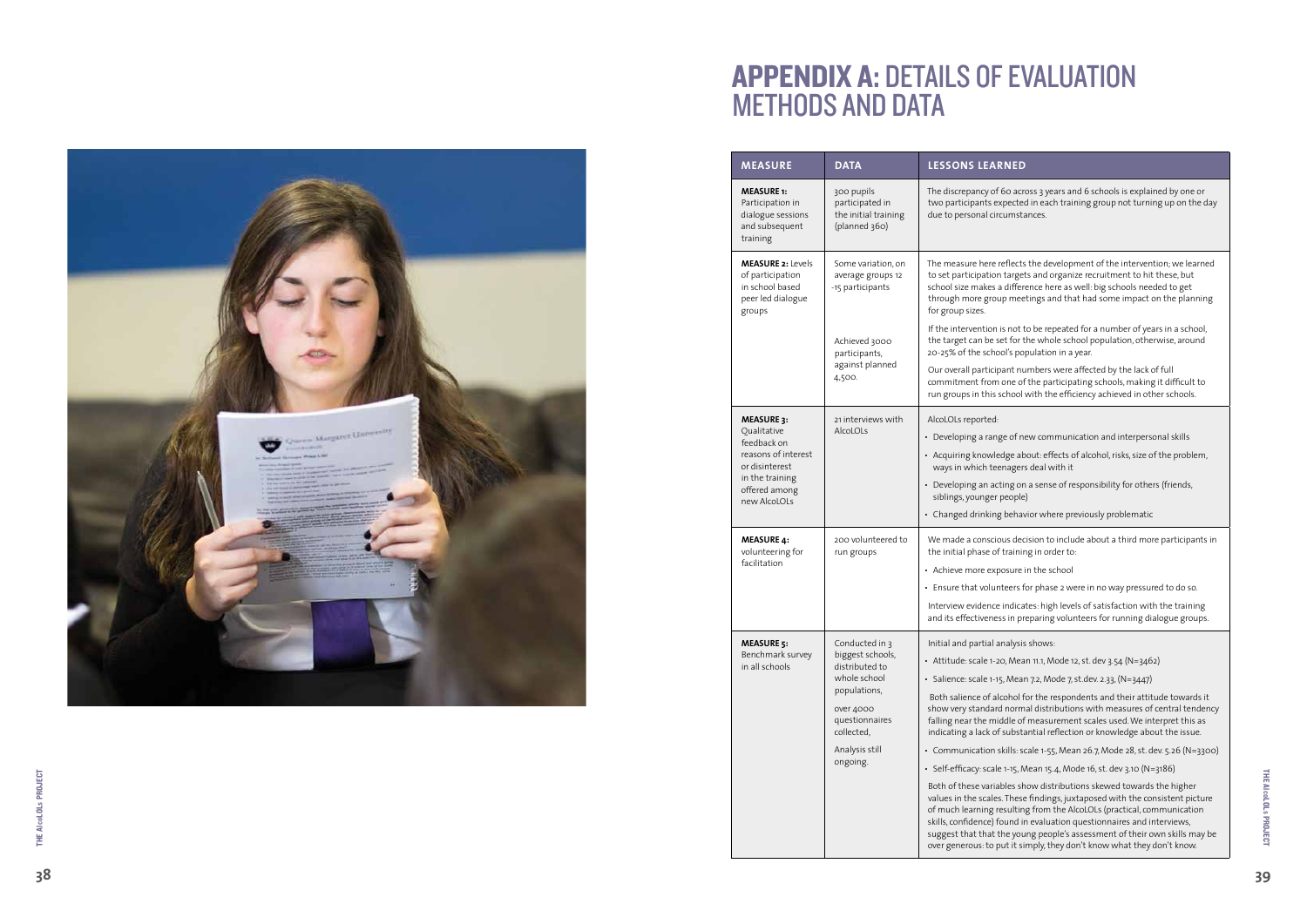# APPENDIX A: DETAILS OF EVALUATION METHODS AND DATA

| MEASURE | DATA | LESSONS LEARNED |
|---|---|---|
| **MEASURE 1:** Participation in dialogue sessions and subsequent training | 300 pupils participated in the initial training (planned 360) | The discrepancy of 60 across 3 years and 6 schools is explained by one or two participants expected in each training group not turning up on the day due to personal circumstances. |
| **MEASURE 2:** Levels of participation in school based peer led dialogue groups | Some variation, on average groups 12 -15 participants<br><br>Achieved 3000 participants, against planned 4,500. | The measure here reflects the development of the intervention; we learned to set participation targets and organize recruitment to hit these, but school size makes a difference here as well: big schools needed to get through more group meetings and that had some impact on the planning for group sizes.<br><br>If the intervention is not to be repeated for a number of years in a school, the target can be set for the whole school population, otherwise, around 20-25% of the school's population in a year.<br><br>Our overall participant numbers were affected by the lack of full commitment from one of the participating schools, making it difficult to run groups in this school with the efficiency achieved in other schools. |
| **MEASURE 3:** Qualitative feedback on reasons of interest or disinterest in the training offered among new AlcoLOLs | 21 interviews with AlcoLOLs | AlcoLOLs reported:<br>• Developing a range of new communication and interpersonal skills<br>• Acquiring knowledge about: effects of alcohol, risks, size of the problem, ways in which teenagers deal with it<br>• Developing an acting on a sense of responsibility for others (friends, siblings, younger people)<br>• Changed drinking behavior where previously problematic |
| **MEASURE 4:** volunteering for facilitation | 200 volunteered to run groups | We made a conscious decision to include about a third more participants in the initial phase of training in order to:<br>• Achieve more exposure in the school<br>• Ensure that volunteers for phase 2 were in no way pressured to do so.<br><br>Interview evidence indicates: high levels of satisfaction with the training and its effectiveness in preparing volunteers for running dialogue groups. |
| **MEASURE 5:** Benchmark survey in all schools | Conducted in 3 biggest schools, distributed to whole school populations,<br><br>over 4000 questionnaires collected,<br><br>Analysis still ongoing. | Initial and partial analysis shows:<br>• Attitude: scale 1-20, Mean 11.1, Mode 12, st. dev 3.54 (N=3462)<br>• Salience: scale 1-15, Mean 7.2, Mode 7, st.dev. 2.33, (N=3447)<br><br>Both salience of alcohol for the respondents and their attitude towards it show very standard normal distributions with measures of central tendency falling near the middle of measurement scales used. We interpret this as indicating a lack of substantial reflection or knowledge about the issue.<br><br>• Communication skills: scale 1-55, Mean 26.7, Mode 28, st. dev. 5.26 (N=3300)<br>• Self-efficacy: scale 1-15, Mean 15.4, Mode 16, st. dev 3.10 (N=3186)<br><br>Both of these variables show distributions skewed towards the higher values in the scales. These findings, juxtaposed with the consistent picture of much learning resulting from the AlcoLOLs (practical, communication skills, confidence) found in evaluation questionnaires and interviews, suggest that that the young people's assessment of their own skills may be over generous: to put it simply, they don't know what they don't know. |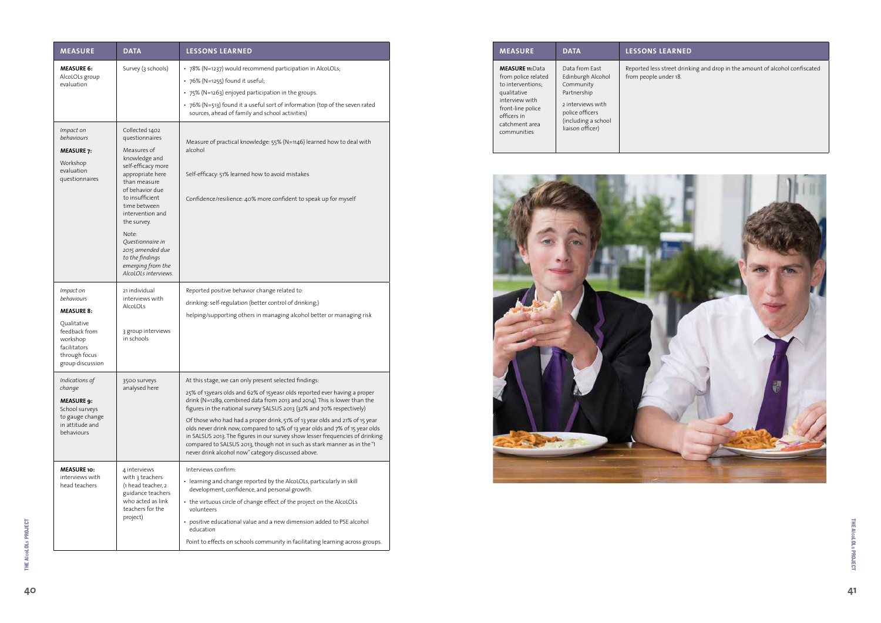| MEASURE | DATA | LESSONS LEARNED |
|---|---|---|
| **MEASURE 6:** AlcoLOLs group evaluation | Survey (3 schools) | • 78% (N=1237) would recommend participation in AlcoLOLs; • 76% (N=1255) found it useful; • 75% (N=1263) enjoyed participation in the groups. • 76% (N=513) found it a useful sort of information (top of the seven rated sources, ahead of family and school activities) |
| *Impact on behaviours* **MEASURE 7:** Workshop evaluation questionnaires | Collected 1402 questionnaires. Measures of knowledge and self-efficacy more appropriate here than measure of behavior due to insufficient time between intervention and the survey. Note: *Questionnaire in 2015 amended due to the findings emerging from the AlcoLOLs interviews.* | Measure of practical knowledge: 55% (N=1146) learned how to deal with alcohol. Self-efficacy: 51% learned how to avoid mistakes. Confidence/resilience: 40% more confident to speak up for myself |
| *Impact on behaviours* **MEASURE 8:** Qualitative feedback from workshop facilitators through focus group discussion | 21 individual interviews with AlcoLOLs. 3 group interviews in schools | Reported positive behavior change related to: drinking: self-regulation (better control of drinking;) helping/supporting others in managing alcohol better or managing risk |
| *Indications of change* **MEASURE 9:** School surveys to gauge change in attitude and behaviours | 3500 surveys analysed here | At this stage, we can only present selected findings: 25% of 13years olds and 62% of 15yeasr olds reported ever having a proper drink (N=1289, combined data from 2013 and 2014). This is lower than the figures in the national survey SALSUS 2013 (32% and 70% respectively). Of those who had had a proper drink, 51% of 13 year olds and 21% of 15 year olds never drink now, compared to 14% of 13 year olds and 7% of 15 year olds in SALSUS 2013. The figures in our survey show lesser frequencies of drinking compared to SALSUS 2013, though not in such as stark manner as in the "I never drink alcohol now" category discussed above. |
| **MEASURE 10:** interviews with head teachers | 4 interviews with 3 teachers (1 head teacher, 2 guidance teachers who acted as link teachers for the project) | Interviews confirm: • learning and change reported by the AlcoLOLs, particularly in skill development, confidence, and personal growth. • the virtuous circle of change effect of the project on the AlcoLOLs volunteers • positive educational value and a new dimension added to PSE alcohol education. Point to effects on schools community in facilitating learning across groups. |
| **MEASURE 11:** Data from police related to interventions; qualitative interview with front-line police officers in catchment area communities | Data from East Edinburgh Alcohol Community Partnership. 2 interviews with police officers (including a school liaison officer) | Reported less street drinking and drop in the amount of alcohol confiscated from people under 18. |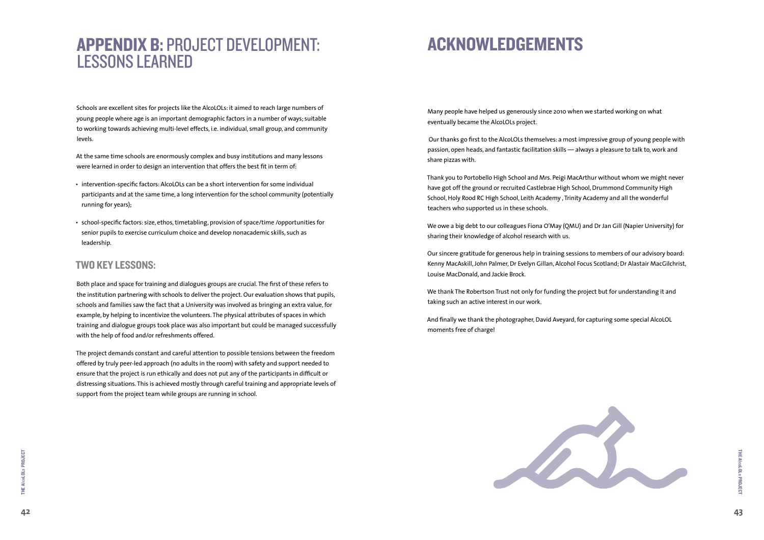# APPENDIX B: PROJECT DEVELOPMENT: LESSONS LEARNED

Schools are excellent sites for projects like the AlcoLOLs: it aimed to reach large numbers of young people where age is an important demographic factors in a number of ways; suitable to working towards achieving multi-level effects, i.e. individual, small group, and community levels.

At the same time schools are enormously complex and busy institutions and many lessons were learned in order to design an intervention that offers the best fit in term of:

- intervention-specific factors: AlcoLOLs can be a short intervention for some individual participants and at the same time, a long intervention for the school community (potentially running for years);
- school-specific factors: size, ethos, timetabling, provision of space/time /opportunities for senior pupils to exercise curriculum choice and develop nonacademic skills, such as leadership.

## TWO KEY LESSONS:

Both place and space for training and dialogues groups are crucial. The first of these refers to the institution partnering with schools to deliver the project. Our evaluation shows that pupils, schools and families saw the fact that a University was involved as bringing an extra value, for example, by helping to incentivize the volunteers. The physical attributes of spaces in which training and dialogue groups took place was also important but could be managed successfully with the help of food and/or refreshments offered.

The project demands constant and careful attention to possible tensions between the freedom offered by truly peer-led approach (no adults in the room) with safety and support needed to ensure that the project is run ethically and does not put any of the participants in difficult or distressing situations. This is achieved mostly through careful training and appropriate levels of support from the project team while groups are running in school.

# ACKNOWLEDGEMENTS

Many people have helped us generously since 2010 when we started working on what eventually became the AlcoLOLs project.

Our thanks go first to the AlcoLOLs themselves: a most impressive group of young people with passion, open heads, and fantastic facilitation skills — always a pleasure to talk to, work and share pizzas with.

Thank you to Portobello High School and Mrs. Peigi MacArthur without whom we might never have got off the ground or recruited Castlebrae High School, Drummond Community High School, Holy Rood RC High School, Leith Academy , Trinity Academy and all the wonderful teachers who supported us in these schools.

We owe a big debt to our colleagues Fiona O'May (QMU) and Dr Jan Gill (Napier University) for sharing their knowledge of alcohol research with us.

Our sincere gratitude for generous help in training sessions to members of our advisory board: Kenny MacAskill, John Palmer, Dr Evelyn Gillan, Alcohol Focus Scotland; Dr Alastair MacGilchrist, Louise MacDonald, and Jackie Brock.

We thank The Robertson Trust not only for funding the project but for understanding it and taking such an active interest in our work.

And finally we thank the photographer, David Aveyard, for capturing some special AlcoLOL moments free of charge!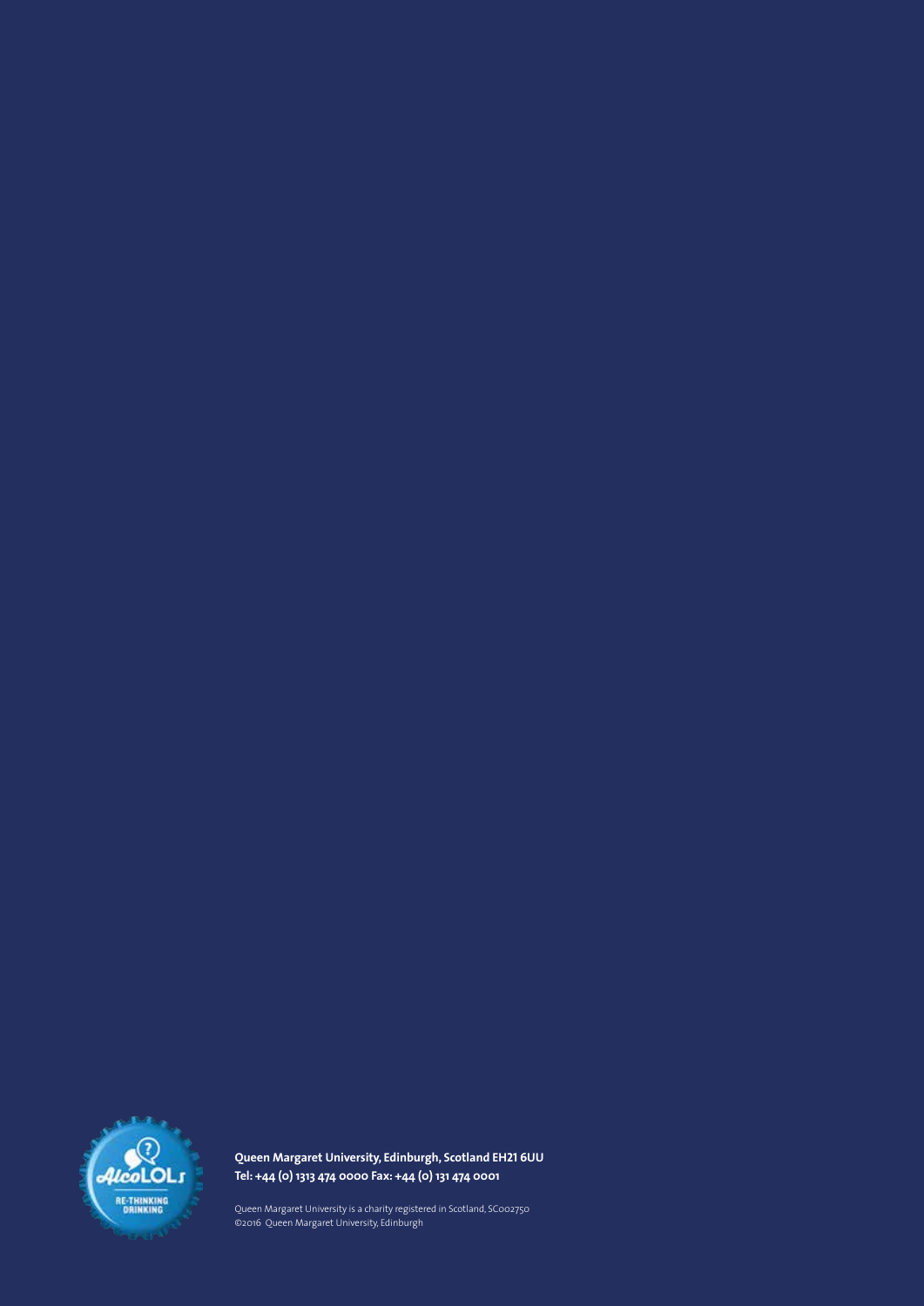**Queen Margaret University, Edinburgh, Scotland EH21 6UU**
**Tel: +44 (0) 1313 474 0000 Fax: +44 (0) 131 474 0001**

Queen Margaret University is a charity registered in Scotland, SC002750
©2016 Queen Margaret University, Edinburgh